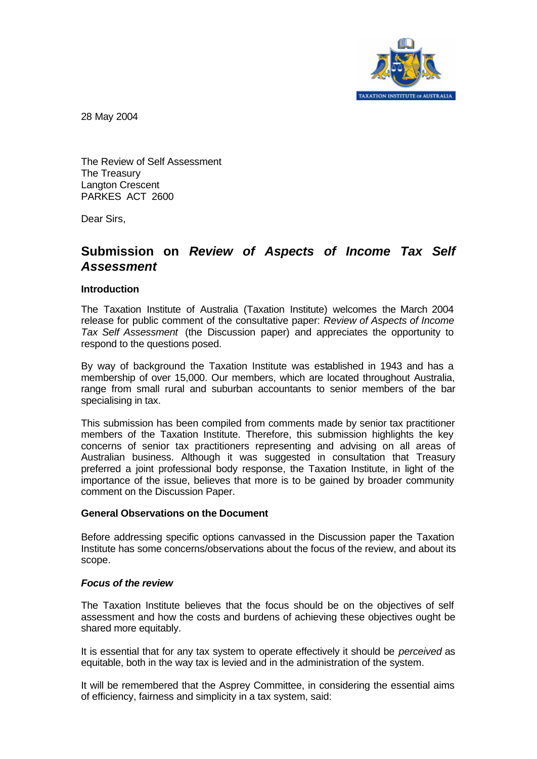28 May 2004

The Review of Self Assessment
The Treasury
Langton Crescent
PARKES ACT 2600

Dear Sirs,

## Submission on *Review of Aspects of Income Tax Self Assessment*

**Introduction**

The Taxation Institute of Australia (Taxation Institute) welcomes the March 2004 release for public comment of the consultative paper: *Review of Aspects of Income Tax Self Assessment* (the Discussion paper) and appreciates the opportunity to respond to the questions posed.

By way of background the Taxation Institute was established in 1943 and has a membership of over 15,000. Our members, which are located throughout Australia, range from small rural and suburban accountants to senior members of the bar specialising in tax.

This submission has been compiled from comments made by senior tax practitioner members of the Taxation Institute. Therefore, this submission highlights the key concerns of senior tax practitioners representing and advising on all areas of Australian business. Although it was suggested in consultation that Treasury preferred a joint professional body response, the Taxation Institute, in light of the importance of the issue, believes that more is to be gained by broader community comment on the Discussion Paper.

**General Observations on the Document**

Before addressing specific options canvassed in the Discussion paper the Taxation Institute has some concerns/observations about the focus of the review, and about its scope.

***Focus of the review***

The Taxation Institute believes that the focus should be on the objectives of self assessment and how the costs and burdens of achieving these objectives ought be shared more equitably.

It is essential that for any tax system to operate effectively it should be *perceived* as equitable, both in the way tax is levied and in the administration of the system.

It will be remembered that the Asprey Committee, in considering the essential aims of efficiency, fairness and simplicity in a tax system, said: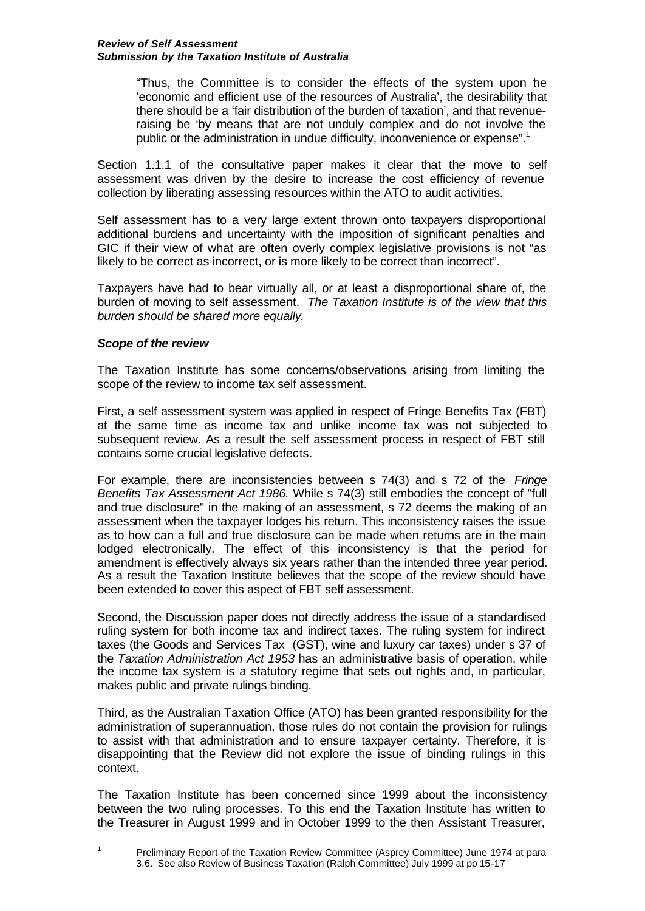"Thus, the Committee is to consider the effects of the system upon the 'economic and efficient use of the resources of Australia', the desirability that there should be a 'fair distribution of the burden of taxation', and that revenue-raising be 'by means that are not unduly complex and do not involve the public or the administration in undue difficulty, inconvenience or expense".[1]

Section 1.1.1 of the consultative paper makes it clear that the move to self assessment was driven by the desire to increase the cost efficiency of revenue collection by liberating assessing resources within the ATO to audit activities.

Self assessment has to a very large extent thrown onto taxpayers disproportional additional burdens and uncertainty with the imposition of significant penalties and GIC if their view of what are often overly complex legislative provisions is not "as likely to be correct as incorrect, or is more likely to be correct than incorrect".

Taxpayers have had to bear virtually all, or at least a disproportional share of, the burden of moving to self assessment. *The Taxation Institute is of the view that this burden should be shared more equally.*

### *Scope of the review*

The Taxation Institute has some concerns/observations arising from limiting the scope of the review to income tax self assessment.

First, a self assessment system was applied in respect of Fringe Benefits Tax (FBT) at the same time as income tax and unlike income tax was not subjected to subsequent review. As a result the self assessment process in respect of FBT still contains some crucial legislative defects.

For example, there are inconsistencies between s 74(3) and s 72 of the *Fringe Benefits Tax Assessment Act 1986.* While s 74(3) still embodies the concept of "full and true disclosure" in the making of an assessment, s 72 deems the making of an assessment when the taxpayer lodges his return. This inconsistency raises the issue as to how can a full and true disclosure can be made when returns are in the main lodged electronically. The effect of this inconsistency is that the period for amendment is effectively always six years rather than the intended three year period. As a result the Taxation Institute believes that the scope of the review should have been extended to cover this aspect of FBT self assessment.

Second, the Discussion paper does not directly address the issue of a standardised ruling system for both income tax and indirect taxes. The ruling system for indirect taxes (the Goods and Services Tax (GST), wine and luxury car taxes) under s 37 of the *Taxation Administration Act 1953* has an administrative basis of operation, while the income tax system is a statutory regime that sets out rights and, in particular, makes public and private rulings binding.

Third, as the Australian Taxation Office (ATO) has been granted responsibility for the administration of superannuation, those rules do not contain the provision for rulings to assist with that administration and to ensure taxpayer certainty. Therefore, it is disappointing that the Review did not explore the issue of binding rulings in this context.

The Taxation Institute has been concerned since 1999 about the inconsistency between the two ruling processes. To this end the Taxation Institute has written to the Treasurer in August 1999 and in October 1999 to the then Assistant Treasurer,

---

[1] Preliminary Report of the Taxation Review Committee (Asprey Committee) June 1974 at para 3.6. See also Review of Business Taxation (Ralph Committee) July 1999 at pp 15-17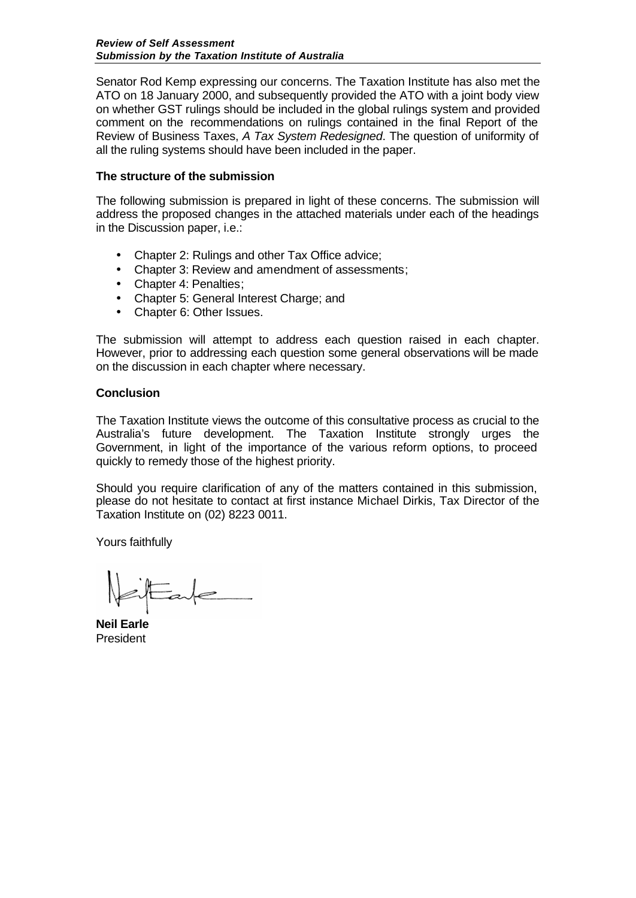Senator Rod Kemp expressing our concerns. The Taxation Institute has also met the ATO on 18 January 2000, and subsequently provided the ATO with a joint body view on whether GST rulings should be included in the global rulings system and provided comment on the recommendations on rulings contained in the final Report of the Review of Business Taxes, *A Tax System Redesigned*. The question of uniformity of all the ruling systems should have been included in the paper.

**The structure of the submission**

The following submission is prepared in light of these concerns. The submission will address the proposed changes in the attached materials under each of the headings in the Discussion paper, i.e.:

- Chapter 2: Rulings and other Tax Office advice;
- Chapter 3: Review and amendment of assessments;
- Chapter 4: Penalties;
- Chapter 5: General Interest Charge; and
- Chapter 6: Other Issues.

The submission will attempt to address each question raised in each chapter. However, prior to addressing each question some general observations will be made on the discussion in each chapter where necessary.

**Conclusion**

The Taxation Institute views the outcome of this consultative process as crucial to the Australia's future development. The Taxation Institute strongly urges the Government, in light of the importance of the various reform options, to proceed quickly to remedy those of the highest priority.

Should you require clarification of any of the matters contained in this submission, please do not hesitate to contact at first instance Michael Dirkis, Tax Director of the Taxation Institute on (02) 8223 0011.

Yours faithfully

**Neil Earle**
President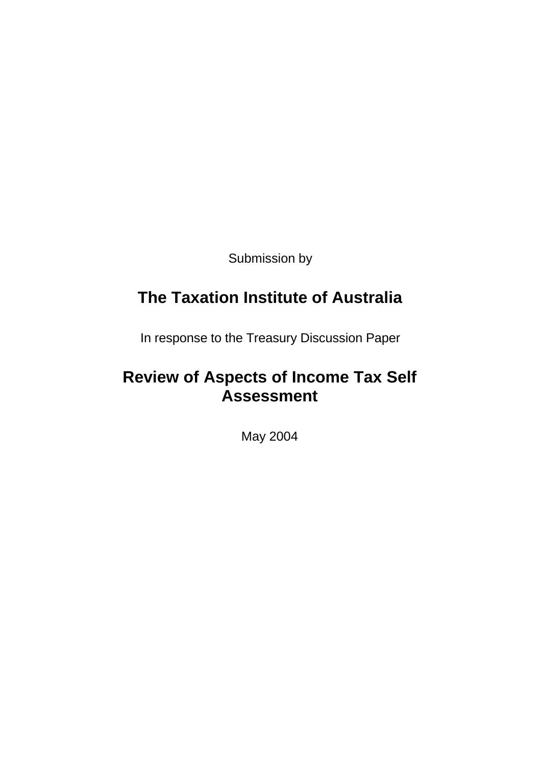Submission by

# The Taxation Institute of Australia

In response to the Treasury Discussion Paper

# Review of Aspects of Income Tax Self Assessment

May 2004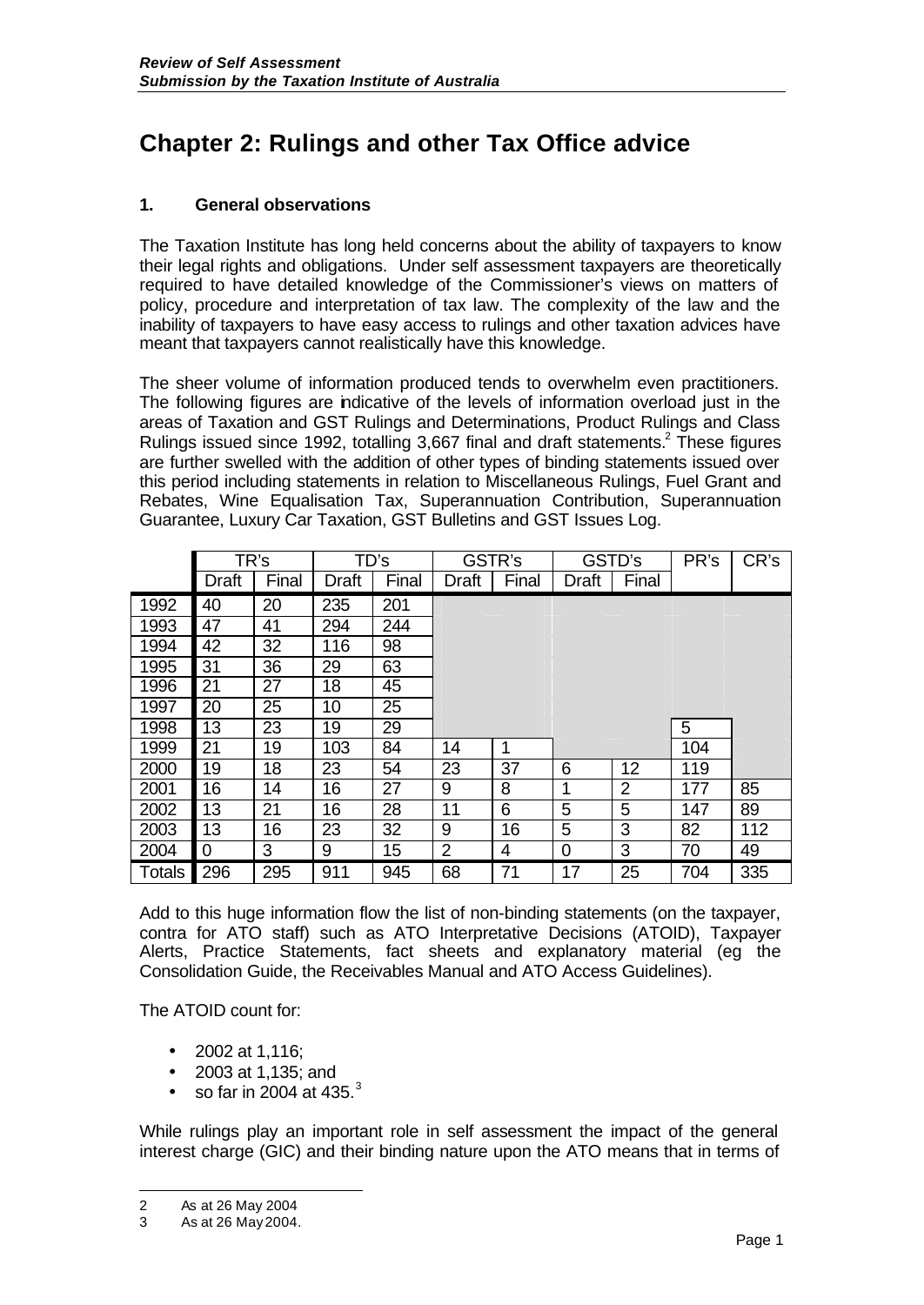# Chapter 2: Rulings and other Tax Office advice

### 1. General observations

The Taxation Institute has long held concerns about the ability of taxpayers to know their legal rights and obligations. Under self assessment taxpayers are theoretically required to have detailed knowledge of the Commissioner's views on matters of policy, procedure and interpretation of tax law. The complexity of the law and the inability of taxpayers to have easy access to rulings and other taxation advices have meant that taxpayers cannot realistically have this knowledge.

The sheer volume of information produced tends to overwhelm even practitioners. The following figures are indicative of the levels of information overload just in the areas of Taxation and GST Rulings and Determinations, Product Rulings and Class Rulings issued since 1992, totalling 3,667 final and draft statements.[2] These figures are further swelled with the addition of other types of binding statements issued over this period including statements in relation to Miscellaneous Rulings, Fuel Grant and Rebates, Wine Equalisation Tax, Superannuation Contribution, Superannuation Guarantee, Luxury Car Taxation, GST Bulletins and GST Issues Log.

| | TR's | | TD's | | GSTR's | | GSTD's | | PR's | CR's |
|---|---|---|---|---|---|---|---|---|---|---|
| | Draft | Final | Draft | Final | Draft | Final | Draft | Final | | |
| 1992 | 40 | 20 | 235 | 201 | | | | | | |
| 1993 | 47 | 41 | 294 | 244 | | | | | | |
| 1994 | 42 | 32 | 116 | 98 | | | | | | |
| 1995 | 31 | 36 | 29 | 63 | | | | | | |
| 1996 | 21 | 27 | 18 | 45 | | | | | | |
| 1997 | 20 | 25 | 10 | 25 | | | | | | |
| 1998 | 13 | 23 | 19 | 29 | | | | | 5 | |
| 1999 | 21 | 19 | 103 | 84 | 14 | 1 | | | 104 | |
| 2000 | 19 | 18 | 23 | 54 | 23 | 37 | 6 | 12 | 119 | |
| 2001 | 16 | 14 | 16 | 27 | 9 | 8 | 1 | 2 | 177 | 85 |
| 2002 | 13 | 21 | 16 | 28 | 11 | 6 | 5 | 5 | 147 | 89 |
| 2003 | 13 | 16 | 23 | 32 | 9 | 16 | 5 | 3 | 82 | 112 |
| 2004 | 0 | 3 | 9 | 15 | 2 | 4 | 0 | 3 | 70 | 49 |
| Totals | 296 | 295 | 911 | 945 | 68 | 71 | 17 | 25 | 704 | 335 |

Add to this huge information flow the list of non-binding statements (on the taxpayer, contra for ATO staff) such as ATO Interpretative Decisions (ATOID), Taxpayer Alerts, Practice Statements, fact sheets and explanatory material (eg the Consolidation Guide, the Receivables Manual and ATO Access Guidelines).

The ATOID count for:

- 2002 at 1,116;
- 2003 at 1,135; and
- so far in 2004 at 435.[3]

While rulings play an important role in self assessment the impact of the general interest charge (GIC) and their binding nature upon the ATO means that in terms of

2 As at 26 May 2004
3 As at 26 May 2004.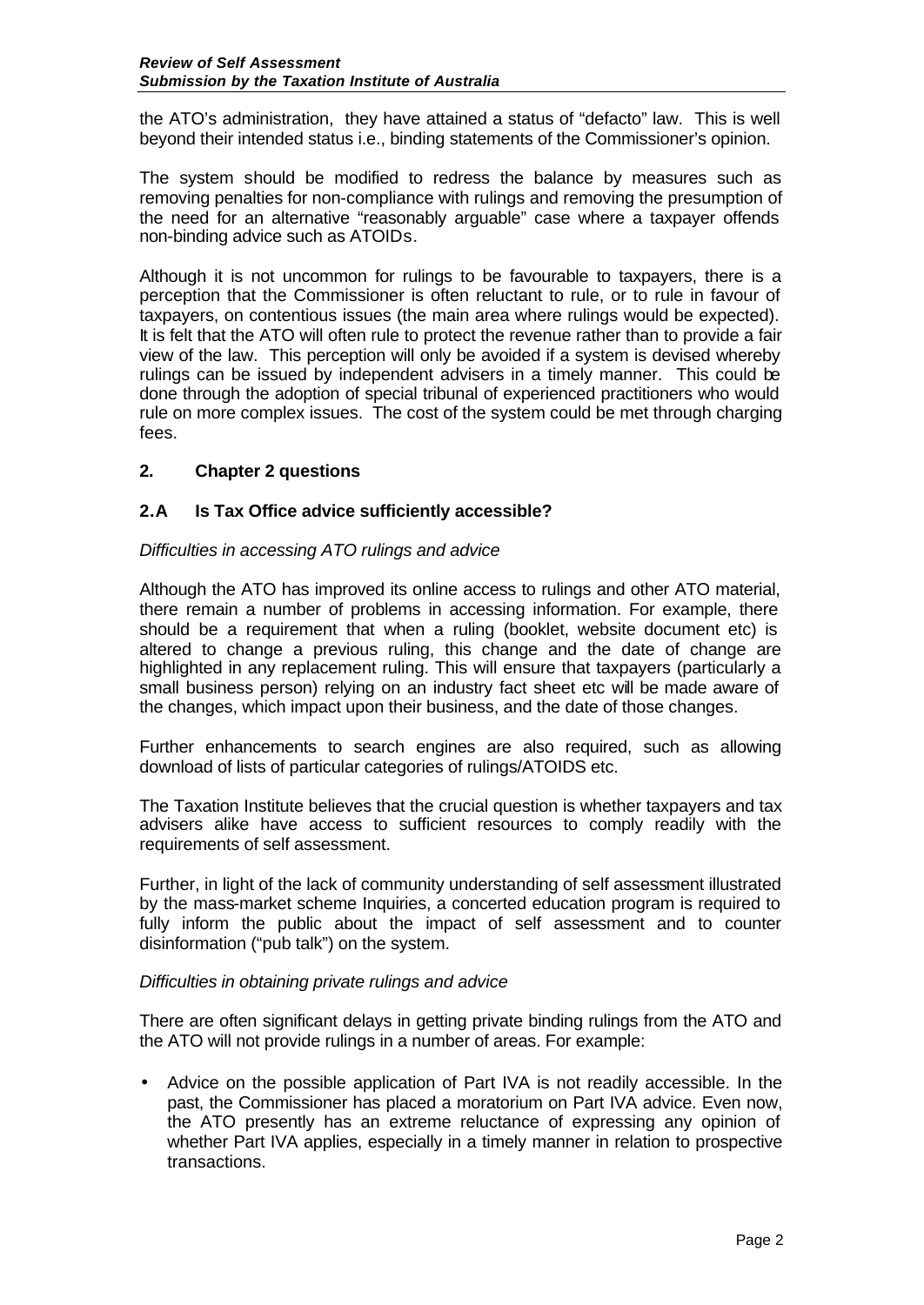the ATO's administration, they have attained a status of "defacto" law. This is well beyond their intended status i.e., binding statements of the Commissioner's opinion.

The system should be modified to redress the balance by measures such as removing penalties for non-compliance with rulings and removing the presumption of the need for an alternative "reasonably arguable" case where a taxpayer offends non-binding advice such as ATOIDs.

Although it is not uncommon for rulings to be favourable to taxpayers, there is a perception that the Commissioner is often reluctant to rule, or to rule in favour of taxpayers, on contentious issues (the main area where rulings would be expected). It is felt that the ATO will often rule to protect the revenue rather than to provide a fair view of the law. This perception will only be avoided if a system is devised whereby rulings can be issued by independent advisers in a timely manner. This could be done through the adoption of special tribunal of experienced practitioners who would rule on more complex issues. The cost of the system could be met through charging fees.

## 2. Chapter 2 questions

### 2.A Is Tax Office advice sufficiently accessible?

*Difficulties in accessing ATO rulings and advice*

Although the ATO has improved its online access to rulings and other ATO material, there remain a number of problems in accessing information. For example, there should be a requirement that when a ruling (booklet, website document etc) is altered to change a previous ruling, this change and the date of change are highlighted in any replacement ruling. This will ensure that taxpayers (particularly a small business person) relying on an industry fact sheet etc will be made aware of the changes, which impact upon their business, and the date of those changes.

Further enhancements to search engines are also required, such as allowing download of lists of particular categories of rulings/ATOIDS etc.

The Taxation Institute believes that the crucial question is whether taxpayers and tax advisers alike have access to sufficient resources to comply readily with the requirements of self assessment.

Further, in light of the lack of community understanding of self assessment illustrated by the mass-market scheme Inquiries, a concerted education program is required to fully inform the public about the impact of self assessment and to counter disinformation ("pub talk") on the system.

*Difficulties in obtaining private rulings and advice*

There are often significant delays in getting private binding rulings from the ATO and the ATO will not provide rulings in a number of areas. For example:

- Advice on the possible application of Part IVA is not readily accessible. In the past, the Commissioner has placed a moratorium on Part IVA advice. Even now, the ATO presently has an extreme reluctance of expressing any opinion of whether Part IVA applies, especially in a timely manner in relation to prospective transactions.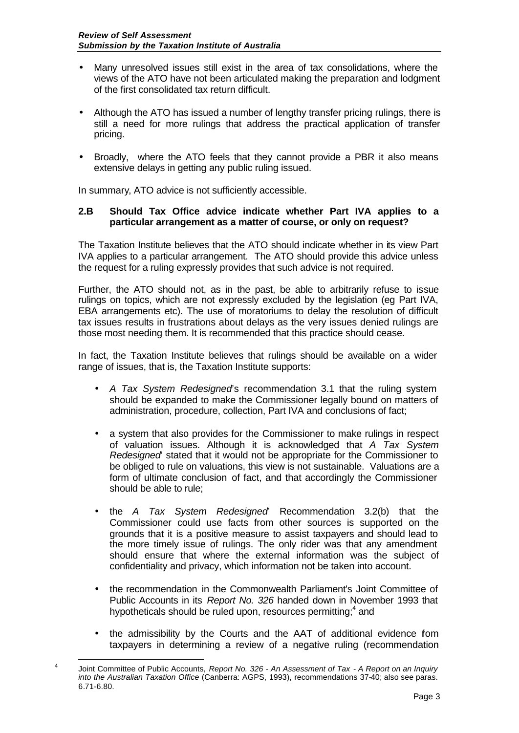- Many unresolved issues still exist in the area of tax consolidations, where the views of the ATO have not been articulated making the preparation and lodgment of the first consolidated tax return difficult.

- Although the ATO has issued a number of lengthy transfer pricing rulings, there is still a need for more rulings that address the practical application of transfer pricing.

- Broadly, where the ATO feels that they cannot provide a PBR it also means extensive delays in getting any public ruling issued.

In summary, ATO advice is not sufficiently accessible.

### 2.B Should Tax Office advice indicate whether Part IVA applies to a particular arrangement as a matter of course, or only on request?

The Taxation Institute believes that the ATO should indicate whether in its view Part IVA applies to a particular arrangement. The ATO should provide this advice unless the request for a ruling expressly provides that such advice is not required.

Further, the ATO should not, as in the past, be able to arbitrarily refuse to issue rulings on topics, which are not expressly excluded by the legislation (eg Part IVA, EBA arrangements etc). The use of moratoriums to delay the resolution of difficult tax issues results in frustrations about delays as the very issues denied rulings are those most needing them. It is recommended that this practice should cease.

In fact, the Taxation Institute believes that rulings should be available on a wider range of issues, that is, the Taxation Institute supports:

- *A Tax System Redesigned*'s recommendation 3.1 that the ruling system should be expanded to make the Commissioner legally bound on matters of administration, procedure, collection, Part IVA and conclusions of fact;

- a system that also provides for the Commissioner to make rulings in respect of valuation issues. Although it is acknowledged that *A Tax System Redesigned*' stated that it would not be appropriate for the Commissioner to be obliged to rule on valuations, this view is not sustainable. Valuations are a form of ultimate conclusion of fact, and that accordingly the Commissioner should be able to rule;

- the *A Tax System Redesigned*' Recommendation 3.2(b) that the Commissioner could use facts from other sources is supported on the grounds that it is a positive measure to assist taxpayers and should lead to the more timely issue of rulings. The only rider was that any amendment should ensure that where the external information was the subject of confidentiality and privacy, which information not be taken into account.

- the recommendation in the Commonwealth Parliament's Joint Committee of Public Accounts in its *Report No. 326* handed down in November 1993 that hypotheticals should be ruled upon, resources permitting;[4] and

- the admissibility by the Courts and the AAT of additional evidence fom taxpayers in determining a review of a negative ruling (recommendation

---

[4] Joint Committee of Public Accounts, *Report No. 326 - An Assessment of Tax - A Report on an Inquiry into the Australian Taxation Office* (Canberra: AGPS, 1993), recommendations 37-40; also see paras. 6.71-6.80.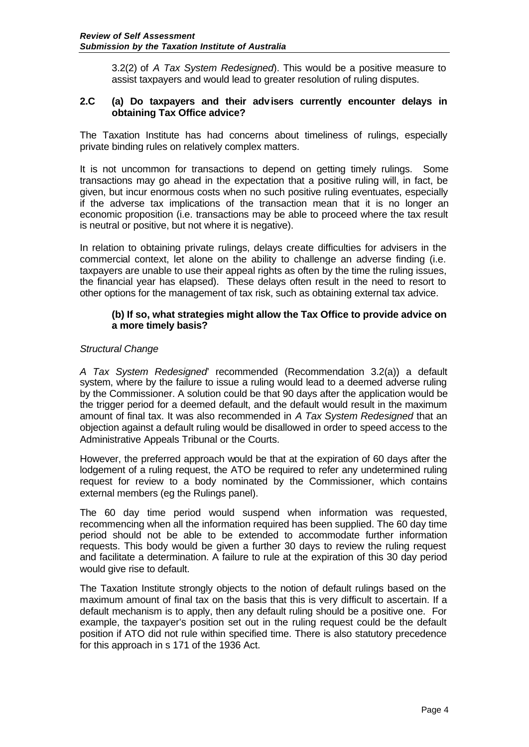3.2(2) of *A Tax System Redesigned*). This would be a positive measure to assist taxpayers and would lead to greater resolution of ruling disputes.

**2.C (a) Do taxpayers and their advisers currently encounter delays in obtaining Tax Office advice?**

The Taxation Institute has had concerns about timeliness of rulings, especially private binding rules on relatively complex matters.

It is not uncommon for transactions to depend on getting timely rulings. Some transactions may go ahead in the expectation that a positive ruling will, in fact, be given, but incur enormous costs when no such positive ruling eventuates, especially if the adverse tax implications of the transaction mean that it is no longer an economic proposition (i.e. transactions may be able to proceed where the tax result is neutral or positive, but not where it is negative).

In relation to obtaining private rulings, delays create difficulties for advisers in the commercial context, let alone on the ability to challenge an adverse finding (i.e. taxpayers are unable to use their appeal rights as often by the time the ruling issues, the financial year has elapsed). These delays often result in the need to resort to other options for the management of tax risk, such as obtaining external tax advice.

**(b) If so, what strategies might allow the Tax Office to provide advice on a more timely basis?**

*Structural Change*

*A Tax System Redesigned*' recommended (Recommendation 3.2(a)) a default system, where by the failure to issue a ruling would lead to a deemed adverse ruling by the Commissioner. A solution could be that 90 days after the application would be the trigger period for a deemed default, and the default would result in the maximum amount of final tax. It was also recommended in *A Tax System Redesigned* that an objection against a default ruling would be disallowed in order to speed access to the Administrative Appeals Tribunal or the Courts.

However, the preferred approach would be that at the expiration of 60 days after the lodgement of a ruling request, the ATO be required to refer any undetermined ruling request for review to a body nominated by the Commissioner, which contains external members (eg the Rulings panel).

The 60 day time period would suspend when information was requested, recommencing when all the information required has been supplied. The 60 day time period should not be able to be extended to accommodate further information requests. This body would be given a further 30 days to review the ruling request and facilitate a determination. A failure to rule at the expiration of this 30 day period would give rise to default.

The Taxation Institute strongly objects to the notion of default rulings based on the maximum amount of final tax on the basis that this is very difficult to ascertain. If a default mechanism is to apply, then any default ruling should be a positive one. For example, the taxpayer's position set out in the ruling request could be the default position if ATO did not rule within specified time. There is also statutory precedence for this approach in s 171 of the 1936 Act.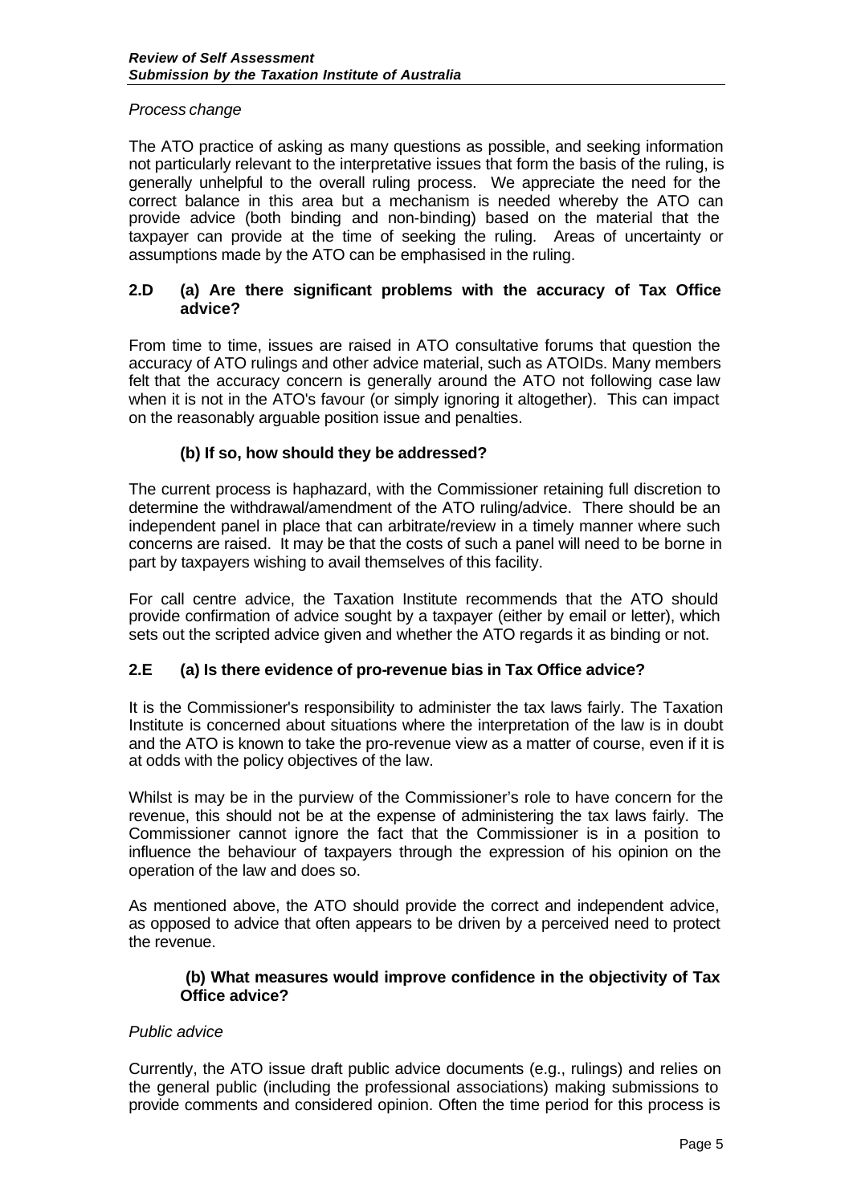*Process change*

The ATO practice of asking as many questions as possible, and seeking information not particularly relevant to the interpretative issues that form the basis of the ruling, is generally unhelpful to the overall ruling process. We appreciate the need for the correct balance in this area but a mechanism is needed whereby the ATO can provide advice (both binding and non-binding) based on the material that the taxpayer can provide at the time of seeking the ruling. Areas of uncertainty or assumptions made by the ATO can be emphasised in the ruling.

### 2.D (a) Are there significant problems with the accuracy of Tax Office advice?

From time to time, issues are raised in ATO consultative forums that question the accuracy of ATO rulings and other advice material, such as ATOIDs. Many members felt that the accuracy concern is generally around the ATO not following case law when it is not in the ATO's favour (or simply ignoring it altogether). This can impact on the reasonably arguable position issue and penalties.

### (b) If so, how should they be addressed?

The current process is haphazard, with the Commissioner retaining full discretion to determine the withdrawal/amendment of the ATO ruling/advice. There should be an independent panel in place that can arbitrate/review in a timely manner where such concerns are raised. It may be that the costs of such a panel will need to be borne in part by taxpayers wishing to avail themselves of this facility.

For call centre advice, the Taxation Institute recommends that the ATO should provide confirmation of advice sought by a taxpayer (either by email or letter), which sets out the scripted advice given and whether the ATO regards it as binding or not.

### 2.E (a) Is there evidence of pro-revenue bias in Tax Office advice?

It is the Commissioner's responsibility to administer the tax laws fairly. The Taxation Institute is concerned about situations where the interpretation of the law is in doubt and the ATO is known to take the pro-revenue view as a matter of course, even if it is at odds with the policy objectives of the law.

Whilst is may be in the purview of the Commissioner's role to have concern for the revenue, this should not be at the expense of administering the tax laws fairly. The Commissioner cannot ignore the fact that the Commissioner is in a position to influence the behaviour of taxpayers through the expression of his opinion on the operation of the law and does so.

As mentioned above, the ATO should provide the correct and independent advice, as opposed to advice that often appears to be driven by a perceived need to protect the revenue.

### (b) What measures would improve confidence in the objectivity of Tax Office advice?

*Public advice*

Currently, the ATO issue draft public advice documents (e.g., rulings) and relies on the general public (including the professional associations) making submissions to provide comments and considered opinion. Often the time period for this process is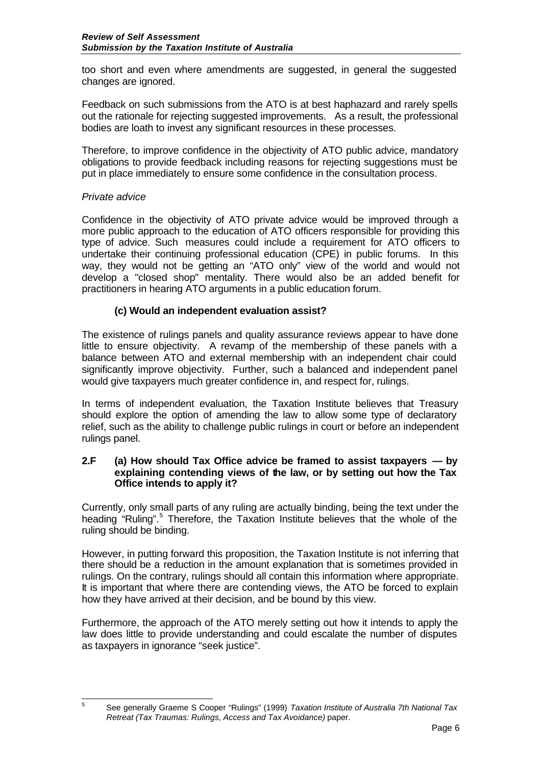too short and even where amendments are suggested, in general the suggested changes are ignored.

Feedback on such submissions from the ATO is at best haphazard and rarely spells out the rationale for rejecting suggested improvements. As a result, the professional bodies are loath to invest any significant resources in these processes.

Therefore, to improve confidence in the objectivity of ATO public advice, mandatory obligations to provide feedback including reasons for rejecting suggestions must be put in place immediately to ensure some confidence in the consultation process.

*Private advice*

Confidence in the objectivity of ATO private advice would be improved through a more public approach to the education of ATO officers responsible for providing this type of advice. Such measures could include a requirement for ATO officers to undertake their continuing professional education (CPE) in public forums. In this way, they would not be getting an "ATO only" view of the world and would not develop a "closed shop" mentality. There would also be an added benefit for practitioners in hearing ATO arguments in a public education forum.

**(c) Would an independent evaluation assist?**

The existence of rulings panels and quality assurance reviews appear to have done little to ensure objectivity. A revamp of the membership of these panels with a balance between ATO and external membership with an independent chair could significantly improve objectivity. Further, such a balanced and independent panel would give taxpayers much greater confidence in, and respect for, rulings.

In terms of independent evaluation, the Taxation Institute believes that Treasury should explore the option of amending the law to allow some type of declaratory relief, such as the ability to challenge public rulings in court or before an independent rulings panel.

**2.F (a) How should Tax Office advice be framed to assist taxpayers — by explaining contending views of the law, or by setting out how the Tax Office intends to apply it?**

Currently, only small parts of any ruling are actually binding, being the text under the heading "Ruling".[5] Therefore, the Taxation Institute believes that the whole of the ruling should be binding.

However, in putting forward this proposition, the Taxation Institute is not inferring that there should be a reduction in the amount explanation that is sometimes provided in rulings. On the contrary, rulings should all contain this information where appropriate. It is important that where there are contending views, the ATO be forced to explain how they have arrived at their decision, and be bound by this view.

Furthermore, the approach of the ATO merely setting out how it intends to apply the law does little to provide understanding and could escalate the number of disputes as taxpayers in ignorance "seek justice".

[5] See generally Graeme S Cooper "Rulings" (1999) *Taxation Institute of Australia 7th National Tax Retreat (Tax Traumas: Rulings, Access and Tax Avoidance)* paper.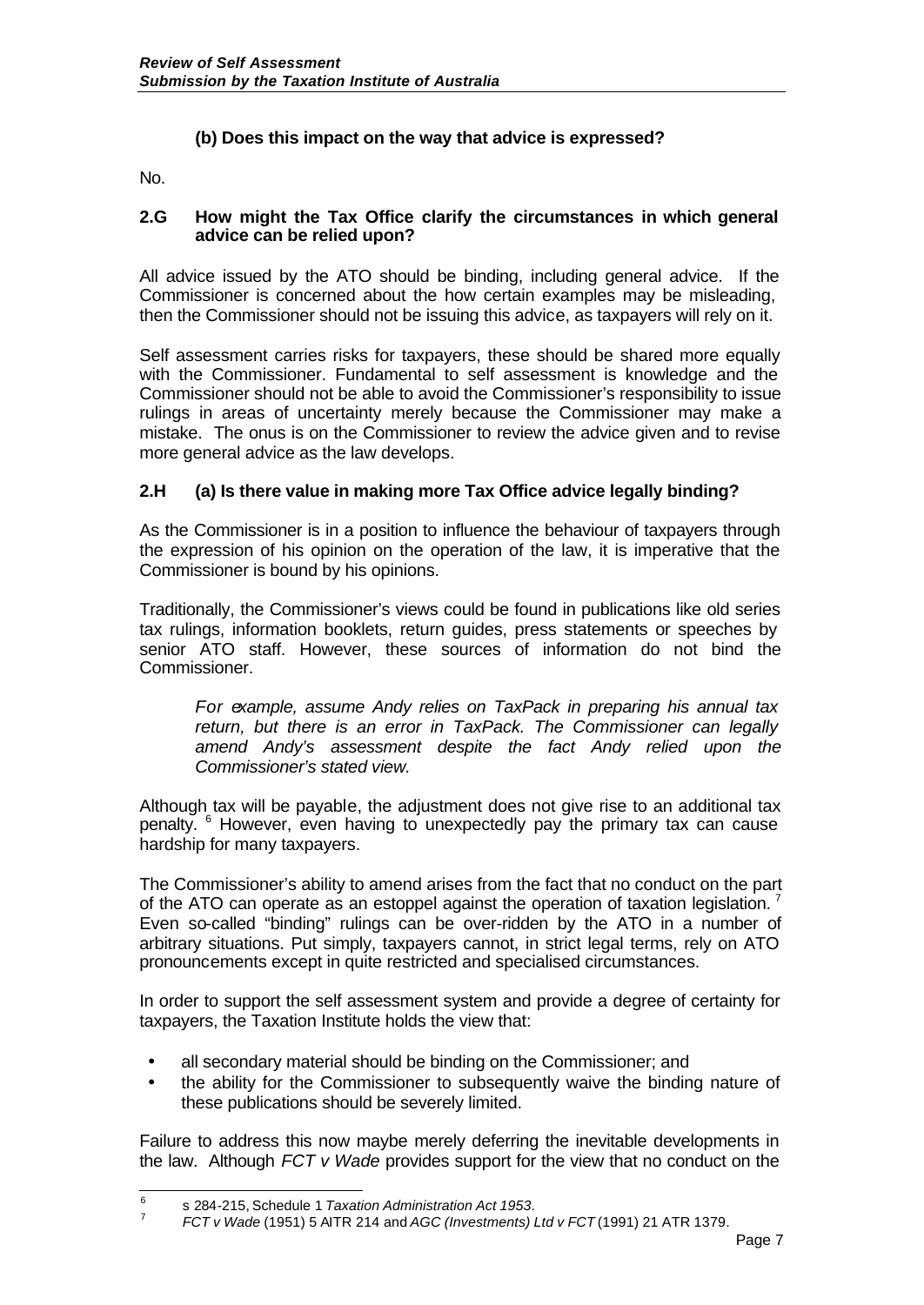### (b) Does this impact on the way that advice is expressed?

No.

### 2.G How might the Tax Office clarify the circumstances in which general advice can be relied upon?

All advice issued by the ATO should be binding, including general advice. If the Commissioner is concerned about the how certain examples may be misleading, then the Commissioner should not be issuing this advice, as taxpayers will rely on it.

Self assessment carries risks for taxpayers, these should be shared more equally with the Commissioner. Fundamental to self assessment is knowledge and the Commissioner should not be able to avoid the Commissioner's responsibility to issue rulings in areas of uncertainty merely because the Commissioner may make a mistake. The onus is on the Commissioner to review the advice given and to revise more general advice as the law develops.

### 2.H (a) Is there value in making more Tax Office advice legally binding?

As the Commissioner is in a position to influence the behaviour of taxpayers through the expression of his opinion on the operation of the law, it is imperative that the Commissioner is bound by his opinions.

Traditionally, the Commissioner's views could be found in publications like old series tax rulings, information booklets, return guides, press statements or speeches by senior ATO staff. However, these sources of information do not bind the Commissioner.

> *For example, assume Andy relies on TaxPack in preparing his annual tax return, but there is an error in TaxPack. The Commissioner can legally amend Andy's assessment despite the fact Andy relied upon the Commissioner's stated view.*

Although tax will be payable, the adjustment does not give rise to an additional tax penalty. [6] However, even having to unexpectedly pay the primary tax can cause hardship for many taxpayers.

The Commissioner's ability to amend arises from the fact that no conduct on the part of the ATO can operate as an estoppel against the operation of taxation legislation. [7] Even so-called "binding" rulings can be over-ridden by the ATO in a number of arbitrary situations. Put simply, taxpayers cannot, in strict legal terms, rely on ATO pronouncements except in quite restricted and specialised circumstances.

In order to support the self assessment system and provide a degree of certainty for taxpayers, the Taxation Institute holds the view that:

- all secondary material should be binding on the Commissioner; and
- the ability for the Commissioner to subsequently waive the binding nature of these publications should be severely limited.

Failure to address this now maybe merely deferring the inevitable developments in the law. Although *FCT v Wade* provides support for the view that no conduct on the

---

[6] s 284-215, Schedule 1 *Taxation Administration Act 1953*.

[7] *FCT v Wade* (1951) 5 AITR 214 and *AGC (Investments) Ltd v FCT* (1991) 21 ATR 1379.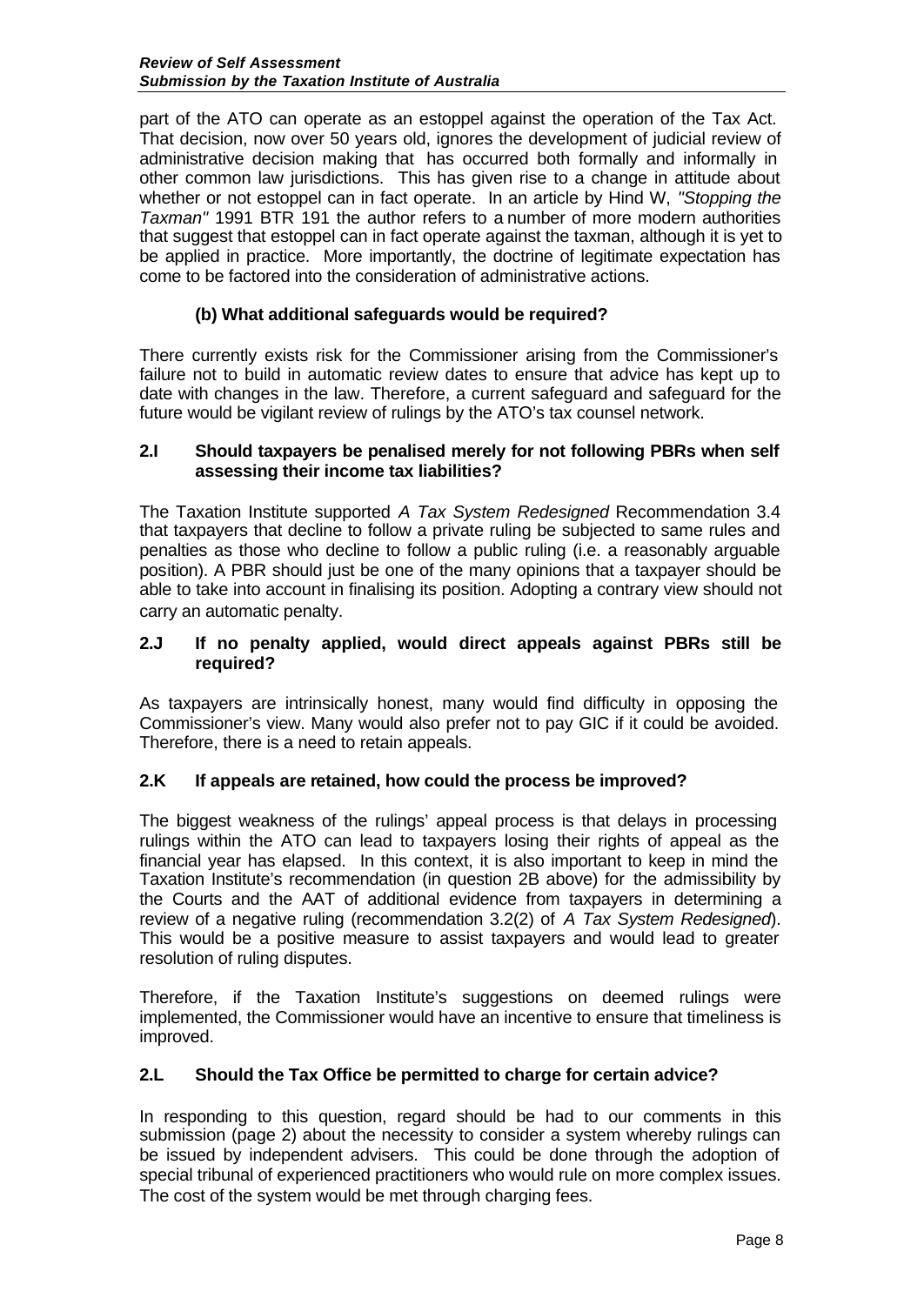part of the ATO can operate as an estoppel against the operation of the Tax Act. That decision, now over 50 years old, ignores the development of judicial review of administrative decision making that has occurred both formally and informally in other common law jurisdictions. This has given rise to a change in attitude about whether or not estoppel can in fact operate. In an article by Hind W, *"Stopping the Taxman"* 1991 BTR 191 the author refers to a number of more modern authorities that suggest that estoppel can in fact operate against the taxman, although it is yet to be applied in practice. More importantly, the doctrine of legitimate expectation has come to be factored into the consideration of administrative actions.

### (b) What additional safeguards would be required?

There currently exists risk for the Commissioner arising from the Commissioner's failure not to build in automatic review dates to ensure that advice has kept up to date with changes in the law. Therefore, a current safeguard and safeguard for the future would be vigilant review of rulings by the ATO's tax counsel network.

### 2.I Should taxpayers be penalised merely for not following PBRs when self assessing their income tax liabilities?

The Taxation Institute supported *A Tax System Redesigned* Recommendation 3.4 that taxpayers that decline to follow a private ruling be subjected to same rules and penalties as those who decline to follow a public ruling (i.e. a reasonably arguable position). A PBR should just be one of the many opinions that a taxpayer should be able to take into account in finalising its position. Adopting a contrary view should not carry an automatic penalty.

### 2.J If no penalty applied, would direct appeals against PBRs still be required?

As taxpayers are intrinsically honest, many would find difficulty in opposing the Commissioner's view. Many would also prefer not to pay GIC if it could be avoided. Therefore, there is a need to retain appeals.

### 2.K If appeals are retained, how could the process be improved?

The biggest weakness of the rulings' appeal process is that delays in processing rulings within the ATO can lead to taxpayers losing their rights of appeal as the financial year has elapsed. In this context, it is also important to keep in mind the Taxation Institute's recommendation (in question 2B above) for the admissibility by the Courts and the AAT of additional evidence from taxpayers in determining a review of a negative ruling (recommendation 3.2(2) of *A Tax System Redesigned*). This would be a positive measure to assist taxpayers and would lead to greater resolution of ruling disputes.

Therefore, if the Taxation Institute's suggestions on deemed rulings were implemented, the Commissioner would have an incentive to ensure that timeliness is improved.

### 2.L Should the Tax Office be permitted to charge for certain advice?

In responding to this question, regard should be had to our comments in this submission (page 2) about the necessity to consider a system whereby rulings can be issued by independent advisers. This could be done through the adoption of special tribunal of experienced practitioners who would rule on more complex issues. The cost of the system would be met through charging fees.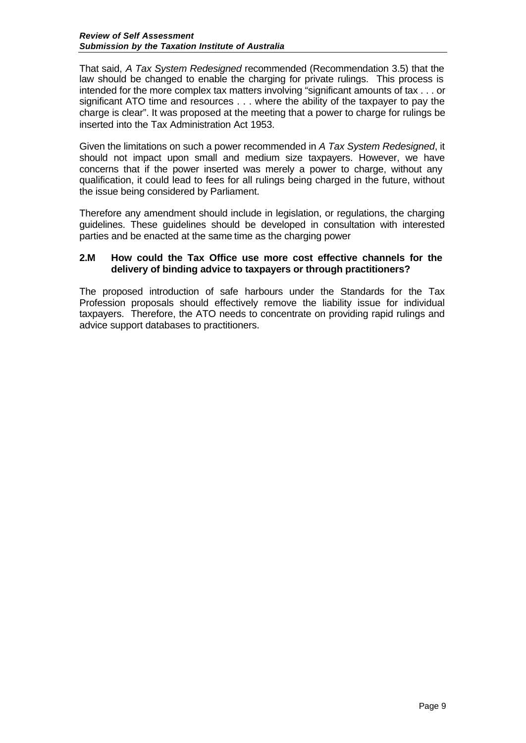That said, *A Tax System Redesigned* recommended (Recommendation 3.5) that the law should be changed to enable the charging for private rulings. This process is intended for the more complex tax matters involving "significant amounts of tax . . . or significant ATO time and resources . . . where the ability of the taxpayer to pay the charge is clear". It was proposed at the meeting that a power to charge for rulings be inserted into the Tax Administration Act 1953.

Given the limitations on such a power recommended in *A Tax System Redesigned*, it should not impact upon small and medium size taxpayers. However, we have concerns that if the power inserted was merely a power to charge, without any qualification, it could lead to fees for all rulings being charged in the future, without the issue being considered by Parliament.

Therefore any amendment should include in legislation, or regulations, the charging guidelines. These guidelines should be developed in consultation with interested parties and be enacted at the same time as the charging power

### 2.M How could the Tax Office use more cost effective channels for the delivery of binding advice to taxpayers or through practitioners?

The proposed introduction of safe harbours under the Standards for the Tax Profession proposals should effectively remove the liability issue for individual taxpayers. Therefore, the ATO needs to concentrate on providing rapid rulings and advice support databases to practitioners.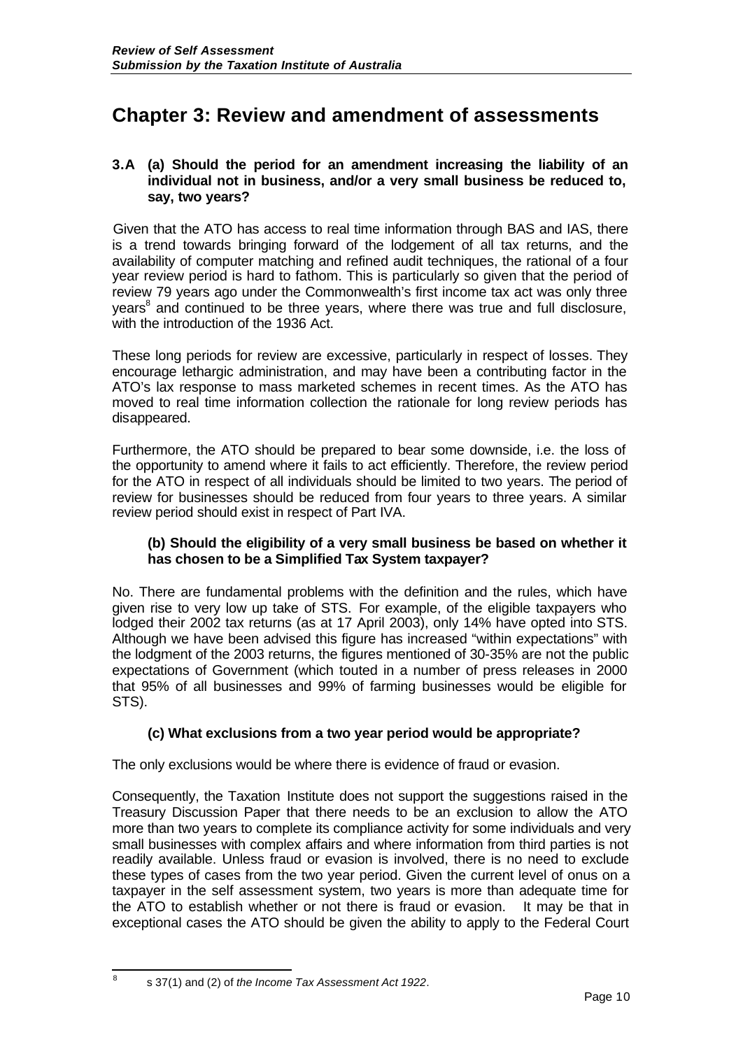# Chapter 3: Review and amendment of assessments

**3.A (a) Should the period for an amendment increasing the liability of an individual not in business, and/or a very small business be reduced to, say, two years?**

Given that the ATO has access to real time information through BAS and IAS, there is a trend towards bringing forward of the lodgement of all tax returns, and the availability of computer matching and refined audit techniques, the rational of a four year review period is hard to fathom. This is particularly so given that the period of review 79 years ago under the Commonwealth's first income tax act was only three years[8] and continued to be three years, where there was true and full disclosure, with the introduction of the 1936 Act.

These long periods for review are excessive, particularly in respect of losses. They encourage lethargic administration, and may have been a contributing factor in the ATO's lax response to mass marketed schemes in recent times. As the ATO has moved to real time information collection the rationale for long review periods has disappeared.

Furthermore, the ATO should be prepared to bear some downside, i.e. the loss of the opportunity to amend where it fails to act efficiently. Therefore, the review period for the ATO in respect of all individuals should be limited to two years. The period of review for businesses should be reduced from four years to three years. A similar review period should exist in respect of Part IVA.

**(b) Should the eligibility of a very small business be based on whether it has chosen to be a Simplified Tax System taxpayer?**

No. There are fundamental problems with the definition and the rules, which have given rise to very low up take of STS. For example, of the eligible taxpayers who lodged their 2002 tax returns (as at 17 April 2003), only 14% have opted into STS. Although we have been advised this figure has increased "within expectations" with the lodgment of the 2003 returns, the figures mentioned of 30-35% are not the public expectations of Government (which touted in a number of press releases in 2000 that 95% of all businesses and 99% of farming businesses would be eligible for STS).

**(c) What exclusions from a two year period would be appropriate?**

The only exclusions would be where there is evidence of fraud or evasion.

Consequently, the Taxation Institute does not support the suggestions raised in the Treasury Discussion Paper that there needs to be an exclusion to allow the ATO more than two years to complete its compliance activity for some individuals and very small businesses with complex affairs and where information from third parties is not readily available. Unless fraud or evasion is involved, there is no need to exclude these types of cases from the two year period. Given the current level of onus on a taxpayer in the self assessment system, two years is more than adequate time for the ATO to establish whether or not there is fraud or evasion. It may be that in exceptional cases the ATO should be given the ability to apply to the Federal Court

---

[8] s 37(1) and (2) of *the Income Tax Assessment Act 1922*.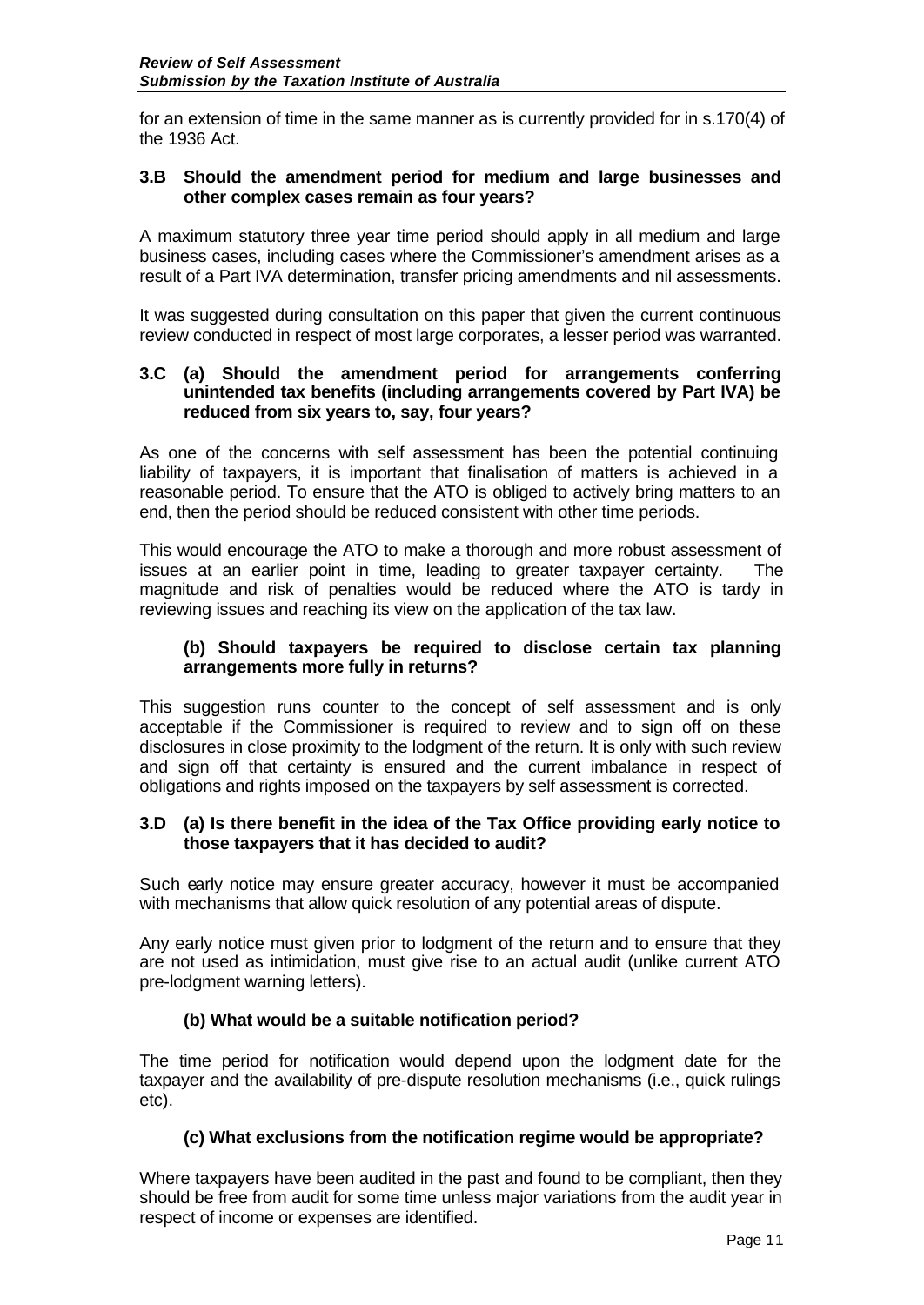for an extension of time in the same manner as is currently provided for in s.170(4) of the 1936 Act.

### 3.B Should the amendment period for medium and large businesses and other complex cases remain as four years?

A maximum statutory three year time period should apply in all medium and large business cases, including cases where the Commissioner's amendment arises as a result of a Part IVA determination, transfer pricing amendments and nil assessments.

It was suggested during consultation on this paper that given the current continuous review conducted in respect of most large corporates, a lesser period was warranted.

### 3.C (a) Should the amendment period for arrangements conferring unintended tax benefits (including arrangements covered by Part IVA) be reduced from six years to, say, four years?

As one of the concerns with self assessment has been the potential continuing liability of taxpayers, it is important that finalisation of matters is achieved in a reasonable period. To ensure that the ATO is obliged to actively bring matters to an end, then the period should be reduced consistent with other time periods.

This would encourage the ATO to make a thorough and more robust assessment of issues at an earlier point in time, leading to greater taxpayer certainty. The magnitude and risk of penalties would be reduced where the ATO is tardy in reviewing issues and reaching its view on the application of the tax law.

#### (b) Should taxpayers be required to disclose certain tax planning arrangements more fully in returns?

This suggestion runs counter to the concept of self assessment and is only acceptable if the Commissioner is required to review and to sign off on these disclosures in close proximity to the lodgment of the return. It is only with such review and sign off that certainty is ensured and the current imbalance in respect of obligations and rights imposed on the taxpayers by self assessment is corrected.

### 3.D (a) Is there benefit in the idea of the Tax Office providing early notice to those taxpayers that it has decided to audit?

Such early notice may ensure greater accuracy, however it must be accompanied with mechanisms that allow quick resolution of any potential areas of dispute.

Any early notice must given prior to lodgment of the return and to ensure that they are not used as intimidation, must give rise to an actual audit (unlike current ATO pre-lodgment warning letters).

#### (b) What would be a suitable notification period?

The time period for notification would depend upon the lodgment date for the taxpayer and the availability of pre-dispute resolution mechanisms (i.e., quick rulings etc).

#### (c) What exclusions from the notification regime would be appropriate?

Where taxpayers have been audited in the past and found to be compliant, then they should be free from audit for some time unless major variations from the audit year in respect of income or expenses are identified.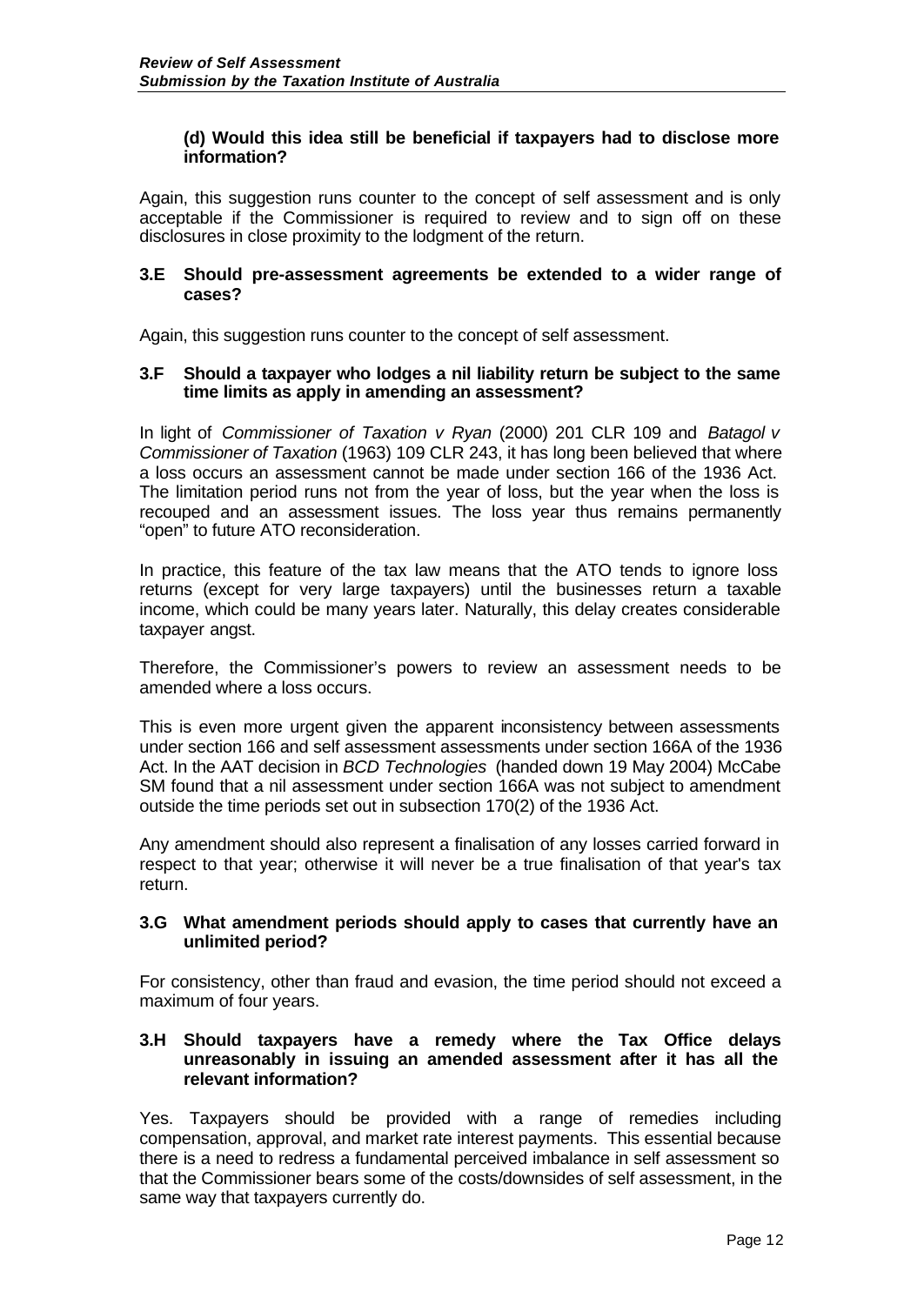**(d) Would this idea still be beneficial if taxpayers had to disclose more information?**

Again, this suggestion runs counter to the concept of self assessment and is only acceptable if the Commissioner is required to review and to sign off on these disclosures in close proximity to the lodgment of the return.

### 3.E Should pre-assessment agreements be extended to a wider range of cases?

Again, this suggestion runs counter to the concept of self assessment.

### 3.F Should a taxpayer who lodges a nil liability return be subject to the same time limits as apply in amending an assessment?

In light of *Commissioner of Taxation v Ryan* (2000) 201 CLR 109 and *Batagol v Commissioner of Taxation* (1963) 109 CLR 243, it has long been believed that where a loss occurs an assessment cannot be made under section 166 of the 1936 Act. The limitation period runs not from the year of loss, but the year when the loss is recouped and an assessment issues. The loss year thus remains permanently "open" to future ATO reconsideration.

In practice, this feature of the tax law means that the ATO tends to ignore loss returns (except for very large taxpayers) until the businesses return a taxable income, which could be many years later. Naturally, this delay creates considerable taxpayer angst.

Therefore, the Commissioner's powers to review an assessment needs to be amended where a loss occurs.

This is even more urgent given the apparent inconsistency between assessments under section 166 and self assessment assessments under section 166A of the 1936 Act. In the AAT decision in *BCD Technologies* (handed down 19 May 2004) McCabe SM found that a nil assessment under section 166A was not subject to amendment outside the time periods set out in subsection 170(2) of the 1936 Act.

Any amendment should also represent a finalisation of any losses carried forward in respect to that year; otherwise it will never be a true finalisation of that year's tax return.

### 3.G What amendment periods should apply to cases that currently have an unlimited period?

For consistency, other than fraud and evasion, the time period should not exceed a maximum of four years.

### 3.H Should taxpayers have a remedy where the Tax Office delays unreasonably in issuing an amended assessment after it has all the relevant information?

Yes. Taxpayers should be provided with a range of remedies including compensation, approval, and market rate interest payments. This essential because there is a need to redress a fundamental perceived imbalance in self assessment so that the Commissioner bears some of the costs/downsides of self assessment, in the same way that taxpayers currently do.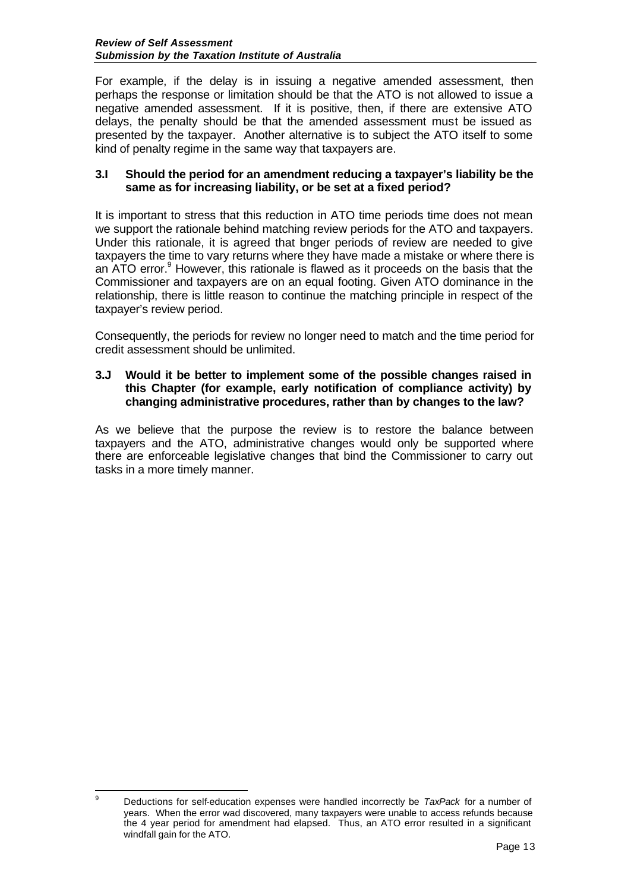For example, if the delay is in issuing a negative amended assessment, then perhaps the response or limitation should be that the ATO is not allowed to issue a negative amended assessment. If it is positive, then, if there are extensive ATO delays, the penalty should be that the amended assessment must be issued as presented by the taxpayer. Another alternative is to subject the ATO itself to some kind of penalty regime in the same way that taxpayers are.

### 3.I Should the period for an amendment reducing a taxpayer's liability be the same as for increasing liability, or be set at a fixed period?

It is important to stress that this reduction in ATO time periods time does not mean we support the rationale behind matching review periods for the ATO and taxpayers. Under this rationale, it is agreed that bnger periods of review are needed to give taxpayers the time to vary returns where they have made a mistake or where there is an ATO error.[9] However, this rationale is flawed as it proceeds on the basis that the Commissioner and taxpayers are on an equal footing. Given ATO dominance in the relationship, there is little reason to continue the matching principle in respect of the taxpayer's review period.

Consequently, the periods for review no longer need to match and the time period for credit assessment should be unlimited.

### 3.J Would it be better to implement some of the possible changes raised in this Chapter (for example, early notification of compliance activity) by changing administrative procedures, rather than by changes to the law?

As we believe that the purpose the review is to restore the balance between taxpayers and the ATO, administrative changes would only be supported where there are enforceable legislative changes that bind the Commissioner to carry out tasks in a more timely manner.

---

[9] Deductions for self-education expenses were handled incorrectly be *TaxPack* for a number of years. When the error wad discovered, many taxpayers were unable to access refunds because the 4 year period for amendment had elapsed. Thus, an ATO error resulted in a significant windfall gain for the ATO.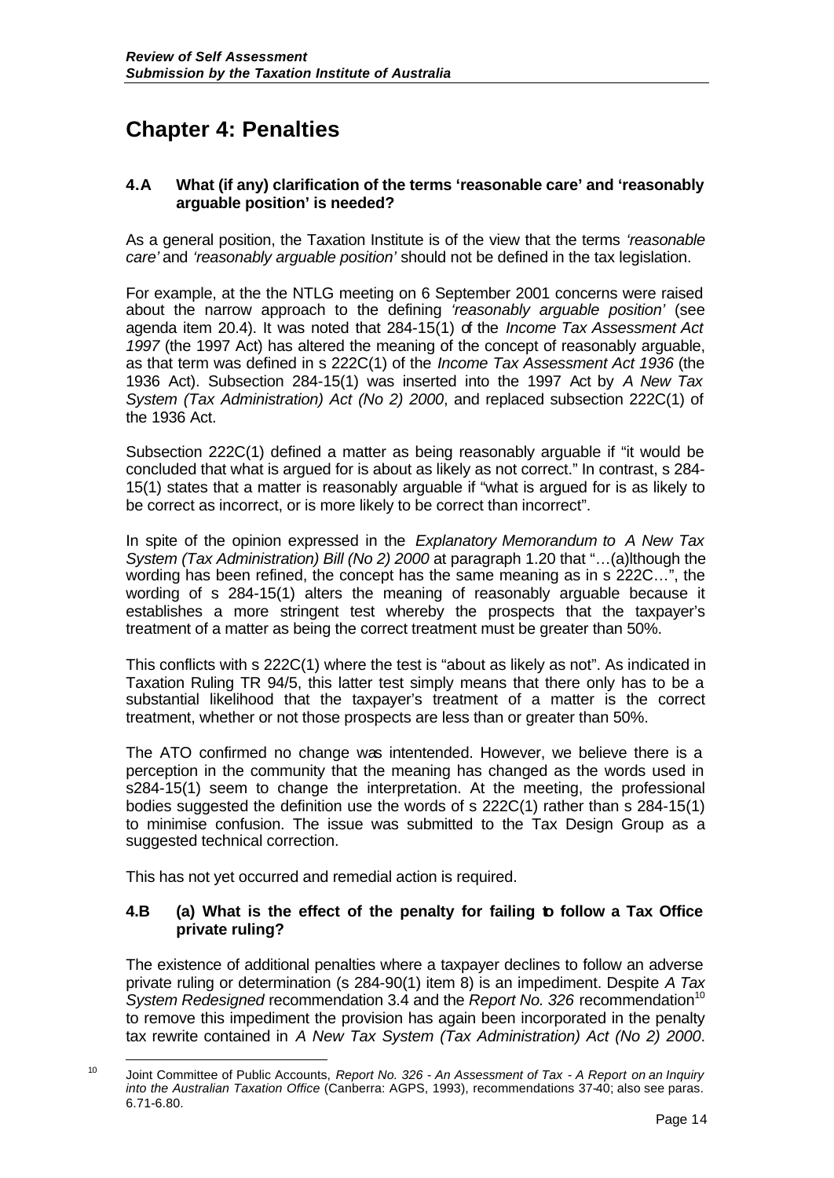# Chapter 4: Penalties

### 4.A What (if any) clarification of the terms 'reasonable care' and 'reasonably arguable position' is needed?

As a general position, the Taxation Institute is of the view that the terms *'reasonable care'* and *'reasonably arguable position'* should not be defined in the tax legislation.

For example, at the the NTLG meeting on 6 September 2001 concerns were raised about the narrow approach to the defining *'reasonably arguable position'* (see agenda item 20.4). It was noted that 284-15(1) of the *Income Tax Assessment Act 1997* (the 1997 Act) has altered the meaning of the concept of reasonably arguable, as that term was defined in s 222C(1) of the *Income Tax Assessment Act 1936* (the 1936 Act). Subsection 284-15(1) was inserted into the 1997 Act by *A New Tax System (Tax Administration) Act (No 2) 2000*, and replaced subsection 222C(1) of the 1936 Act.

Subsection 222C(1) defined a matter as being reasonably arguable if "it would be concluded that what is argued for is about as likely as not correct." In contrast, s 284-15(1) states that a matter is reasonably arguable if "what is argued for is as likely to be correct as incorrect, or is more likely to be correct than incorrect".

In spite of the opinion expressed in the *Explanatory Memorandum to A New Tax System (Tax Administration) Bill (No 2) 2000* at paragraph 1.20 that "…(a)lthough the wording has been refined, the concept has the same meaning as in s 222C…", the wording of s 284-15(1) alters the meaning of reasonably arguable because it establishes a more stringent test whereby the prospects that the taxpayer's treatment of a matter as being the correct treatment must be greater than 50%.

This conflicts with s 222C(1) where the test is "about as likely as not". As indicated in Taxation Ruling TR 94/5, this latter test simply means that there only has to be a substantial likelihood that the taxpayer's treatment of a matter is the correct treatment, whether or not those prospects are less than or greater than 50%.

The ATO confirmed no change was intentended. However, we believe there is a perception in the community that the meaning has changed as the words used in s284-15(1) seem to change the interpretation. At the meeting, the professional bodies suggested the definition use the words of s 222C(1) rather than s 284-15(1) to minimise confusion. The issue was submitted to the Tax Design Group as a suggested technical correction.

This has not yet occurred and remedial action is required.

### 4.B (a) What is the effect of the penalty for failing to follow a Tax Office private ruling?

The existence of additional penalties where a taxpayer declines to follow an adverse private ruling or determination (s 284-90(1) item 8) is an impediment. Despite *A Tax System Redesigned* recommendation 3.4 and the *Report No. 326* recommendation[10] to remove this impediment the provision has again been incorporated in the penalty tax rewrite contained in *A New Tax System (Tax Administration) Act (No 2) 2000*.

[10] Joint Committee of Public Accounts, *Report No. 326 - An Assessment of Tax - A Report on an Inquiry into the Australian Taxation Office* (Canberra: AGPS, 1993), recommendations 37-40; also see paras. 6.71-6.80.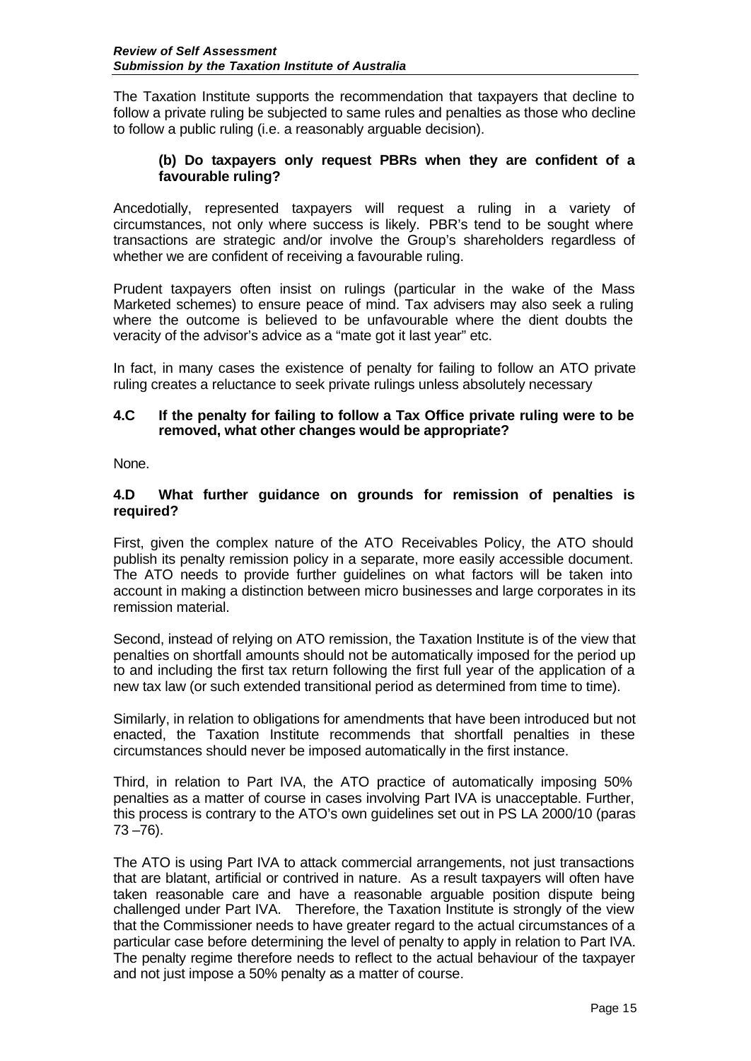The Taxation Institute supports the recommendation that taxpayers that decline to follow a private ruling be subjected to same rules and penalties as those who decline to follow a public ruling (i.e. a reasonably arguable decision).

### (b) Do taxpayers only request PBRs when they are confident of a favourable ruling?

Ancedotially, represented taxpayers will request a ruling in a variety of circumstances, not only where success is likely. PBR's tend to be sought where transactions are strategic and/or involve the Group's shareholders regardless of whether we are confident of receiving a favourable ruling.

Prudent taxpayers often insist on rulings (particular in the wake of the Mass Marketed schemes) to ensure peace of mind. Tax advisers may also seek a ruling where the outcome is believed to be unfavourable where the dient doubts the veracity of the advisor's advice as a "mate got it last year" etc.

In fact, in many cases the existence of penalty for failing to follow an ATO private ruling creates a reluctance to seek private rulings unless absolutely necessary

### 4.C If the penalty for failing to follow a Tax Office private ruling were to be removed, what other changes would be appropriate?

None.

### 4.D What further guidance on grounds for remission of penalties is required?

First, given the complex nature of the ATO Receivables Policy, the ATO should publish its penalty remission policy in a separate, more easily accessible document. The ATO needs to provide further guidelines on what factors will be taken into account in making a distinction between micro businesses and large corporates in its remission material.

Second, instead of relying on ATO remission, the Taxation Institute is of the view that penalties on shortfall amounts should not be automatically imposed for the period up to and including the first tax return following the first full year of the application of a new tax law (or such extended transitional period as determined from time to time).

Similarly, in relation to obligations for amendments that have been introduced but not enacted, the Taxation Institute recommends that shortfall penalties in these circumstances should never be imposed automatically in the first instance.

Third, in relation to Part IVA, the ATO practice of automatically imposing 50% penalties as a matter of course in cases involving Part IVA is unacceptable. Further, this process is contrary to the ATO's own guidelines set out in PS LA 2000/10 (paras 73 –76).

The ATO is using Part IVA to attack commercial arrangements, not just transactions that are blatant, artificial or contrived in nature. As a result taxpayers will often have taken reasonable care and have a reasonable arguable position dispute being challenged under Part IVA. Therefore, the Taxation Institute is strongly of the view that the Commissioner needs to have greater regard to the actual circumstances of a particular case before determining the level of penalty to apply in relation to Part IVA. The penalty regime therefore needs to reflect to the actual behaviour of the taxpayer and not just impose a 50% penalty as a matter of course.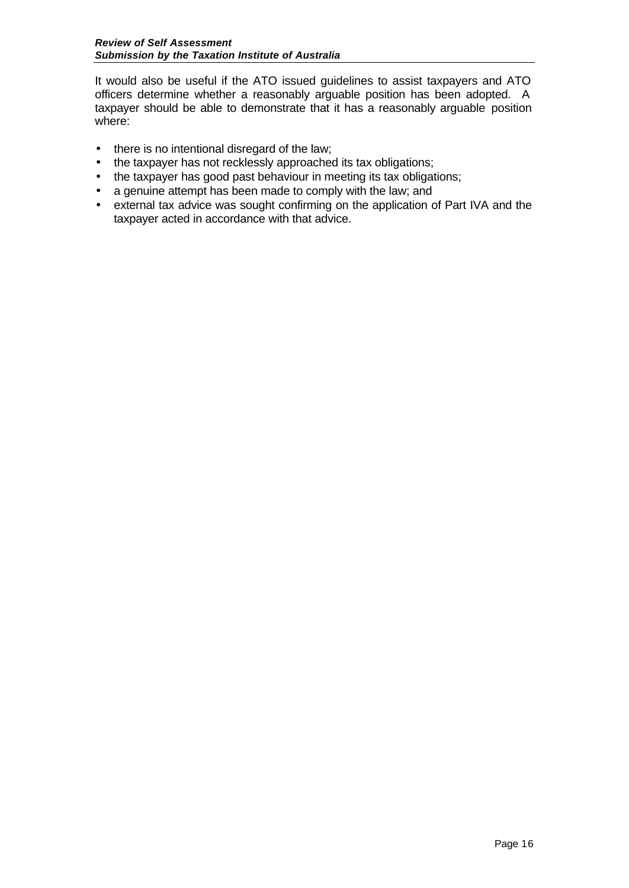It would also be useful if the ATO issued guidelines to assist taxpayers and ATO officers determine whether a reasonably arguable position has been adopted. A taxpayer should be able to demonstrate that it has a reasonably arguable position where:

- there is no intentional disregard of the law;
- the taxpayer has not recklessly approached its tax obligations;
- the taxpayer has good past behaviour in meeting its tax obligations;
- a genuine attempt has been made to comply with the law; and
- external tax advice was sought confirming on the application of Part IVA and the taxpayer acted in accordance with that advice.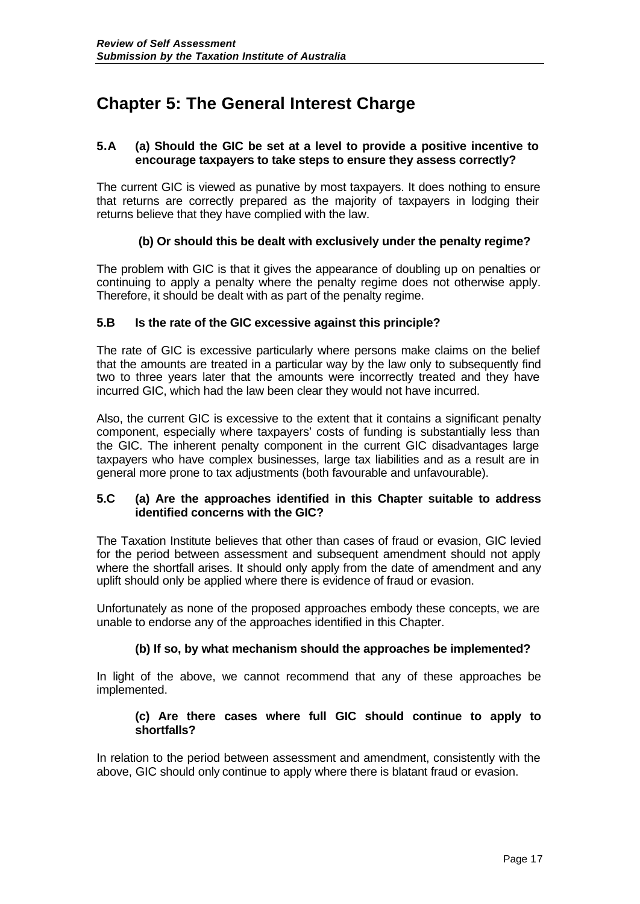# Chapter 5: The General Interest Charge

**5.A (a) Should the GIC be set at a level to provide a positive incentive to encourage taxpayers to take steps to ensure they assess correctly?**

The current GIC is viewed as punative by most taxpayers. It does nothing to ensure that returns are correctly prepared as the majority of taxpayers in lodging their returns believe that they have complied with the law.

**(b) Or should this be dealt with exclusively under the penalty regime?**

The problem with GIC is that it gives the appearance of doubling up on penalties or continuing to apply a penalty where the penalty regime does not otherwise apply. Therefore, it should be dealt with as part of the penalty regime.

**5.B Is the rate of the GIC excessive against this principle?**

The rate of GIC is excessive particularly where persons make claims on the belief that the amounts are treated in a particular way by the law only to subsequently find two to three years later that the amounts were incorrectly treated and they have incurred GIC, which had the law been clear they would not have incurred.

Also, the current GIC is excessive to the extent that it contains a significant penalty component, especially where taxpayers' costs of funding is substantially less than the GIC. The inherent penalty component in the current GIC disadvantages large taxpayers who have complex businesses, large tax liabilities and as a result are in general more prone to tax adjustments (both favourable and unfavourable).

**5.C (a) Are the approaches identified in this Chapter suitable to address identified concerns with the GIC?**

The Taxation Institute believes that other than cases of fraud or evasion, GIC levied for the period between assessment and subsequent amendment should not apply where the shortfall arises. It should only apply from the date of amendment and any uplift should only be applied where there is evidence of fraud or evasion.

Unfortunately as none of the proposed approaches embody these concepts, we are unable to endorse any of the approaches identified in this Chapter.

**(b) If so, by what mechanism should the approaches be implemented?**

In light of the above, we cannot recommend that any of these approaches be implemented.

**(c) Are there cases where full GIC should continue to apply to shortfalls?**

In relation to the period between assessment and amendment, consistently with the above, GIC should only continue to apply where there is blatant fraud or evasion.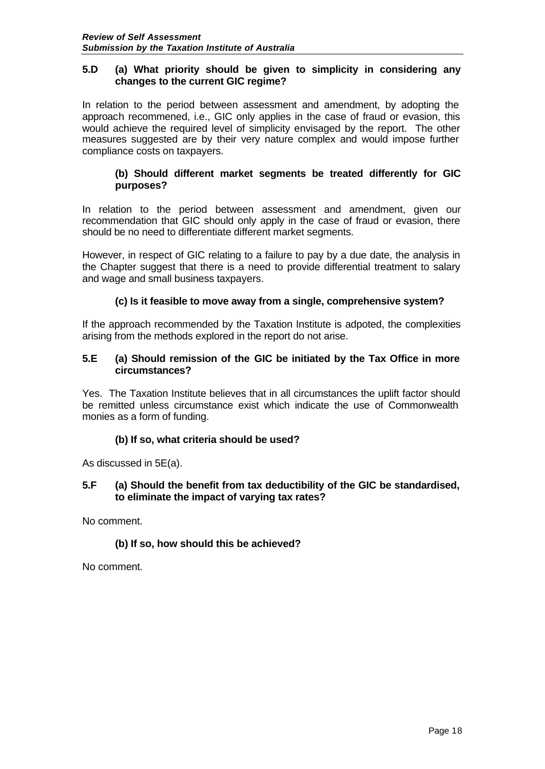**5.D (a) What priority should be given to simplicity in considering any changes to the current GIC regime?**

In relation to the period between assessment and amendment, by adopting the approach recommened, i.e., GIC only applies in the case of fraud or evasion, this would achieve the required level of simplicity envisaged by the report. The other measures suggested are by their very nature complex and would impose further compliance costs on taxpayers.

**(b) Should different market segments be treated differently for GIC purposes?**

In relation to the period between assessment and amendment, given our recommendation that GIC should only apply in the case of fraud or evasion, there should be no need to differentiate different market segments.

However, in respect of GIC relating to a failure to pay by a due date, the analysis in the Chapter suggest that there is a need to provide differential treatment to salary and wage and small business taxpayers.

**(c) Is it feasible to move away from a single, comprehensive system?**

If the approach recommended by the Taxation Institute is adpoted, the complexities arising from the methods explored in the report do not arise.

**5.E (a) Should remission of the GIC be initiated by the Tax Office in more circumstances?**

Yes. The Taxation Institute believes that in all circumstances the uplift factor should be remitted unless circumstance exist which indicate the use of Commonwealth monies as a form of funding.

**(b) If so, what criteria should be used?**

As discussed in 5E(a).

**5.F (a) Should the benefit from tax deductibility of the GIC be standardised, to eliminate the impact of varying tax rates?**

No comment.

**(b) If so, how should this be achieved?**

No comment.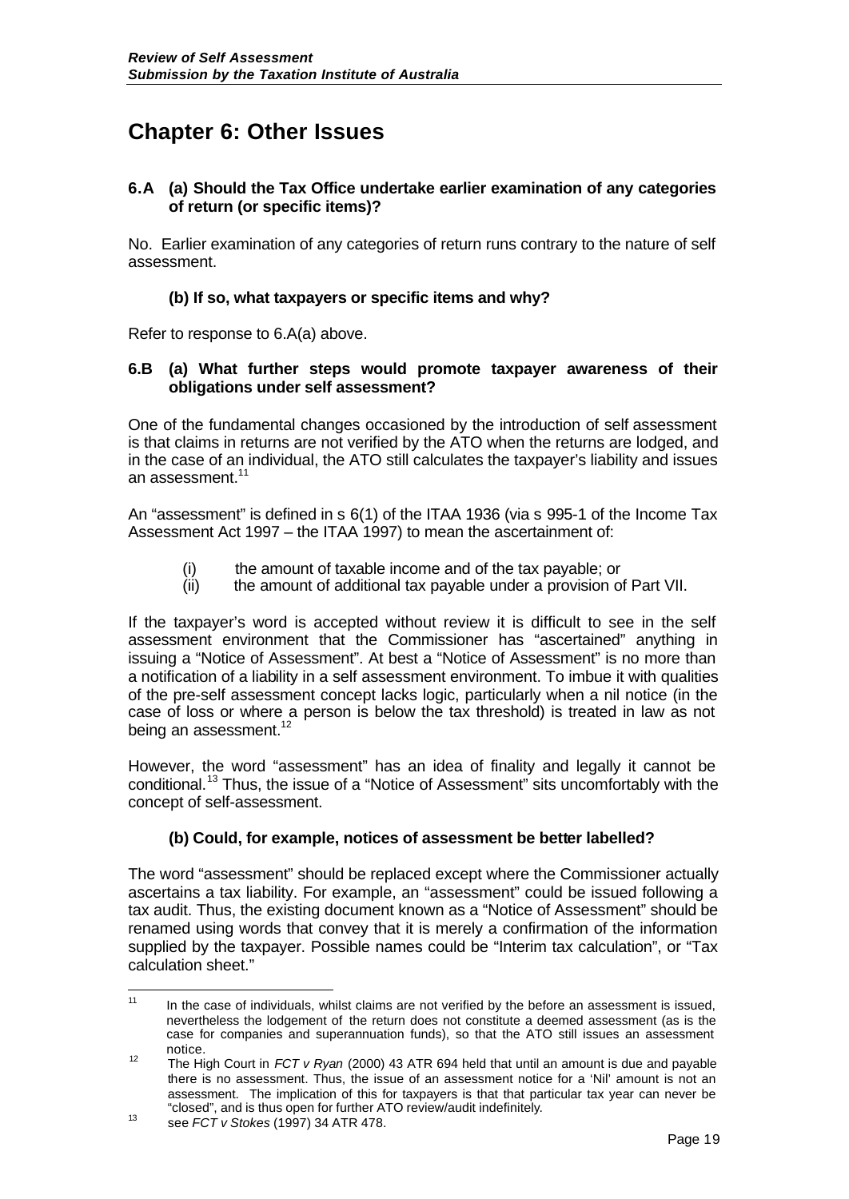# Chapter 6: Other Issues

### 6.A (a) Should the Tax Office undertake earlier examination of any categories of return (or specific items)?

No. Earlier examination of any categories of return runs contrary to the nature of self assessment.

### (b) If so, what taxpayers or specific items and why?

Refer to response to 6.A(a) above.

### 6.B (a) What further steps would promote taxpayer awareness of their obligations under self assessment?

One of the fundamental changes occasioned by the introduction of self assessment is that claims in returns are not verified by the ATO when the returns are lodged, and in the case of an individual, the ATO still calculates the taxpayer's liability and issues an assessment.[11]

An "assessment" is defined in s 6(1) of the ITAA 1936 (via s 995-1 of the Income Tax Assessment Act 1997 – the ITAA 1997) to mean the ascertainment of:

- (i) the amount of taxable income and of the tax payable; or
- (ii) the amount of additional tax payable under a provision of Part VII.

If the taxpayer's word is accepted without review it is difficult to see in the self assessment environment that the Commissioner has "ascertained" anything in issuing a "Notice of Assessment". At best a "Notice of Assessment" is no more than a notification of a liability in a self assessment environment. To imbue it with qualities of the pre-self assessment concept lacks logic, particularly when a nil notice (in the case of loss or where a person is below the tax threshold) is treated in law as not being an assessment.[12]

However, the word "assessment" has an idea of finality and legally it cannot be conditional.[13] Thus, the issue of a "Notice of Assessment" sits uncomfortably with the concept of self-assessment.

### (b) Could, for example, notices of assessment be better labelled?

The word "assessment" should be replaced except where the Commissioner actually ascertains a tax liability. For example, an "assessment" could be issued following a tax audit. Thus, the existing document known as a "Notice of Assessment" should be renamed using words that convey that it is merely a confirmation of the information supplied by the taxpayer. Possible names could be "Interim tax calculation", or "Tax calculation sheet."

---

[11] In the case of individuals, whilst claims are not verified by the before an assessment is issued, nevertheless the lodgement of the return does not constitute a deemed assessment (as is the case for companies and superannuation funds), so that the ATO still issues an assessment notice.

[12] The High Court in *FCT v Ryan* (2000) 43 ATR 694 held that until an amount is due and payable there is no assessment. Thus, the issue of an assessment notice for a 'Nil' amount is not an assessment. The implication of this for taxpayers is that that particular tax year can never be "closed", and is thus open for further ATO review/audit indefinitely.

[13] see *FCT v Stokes* (1997) 34 ATR 478.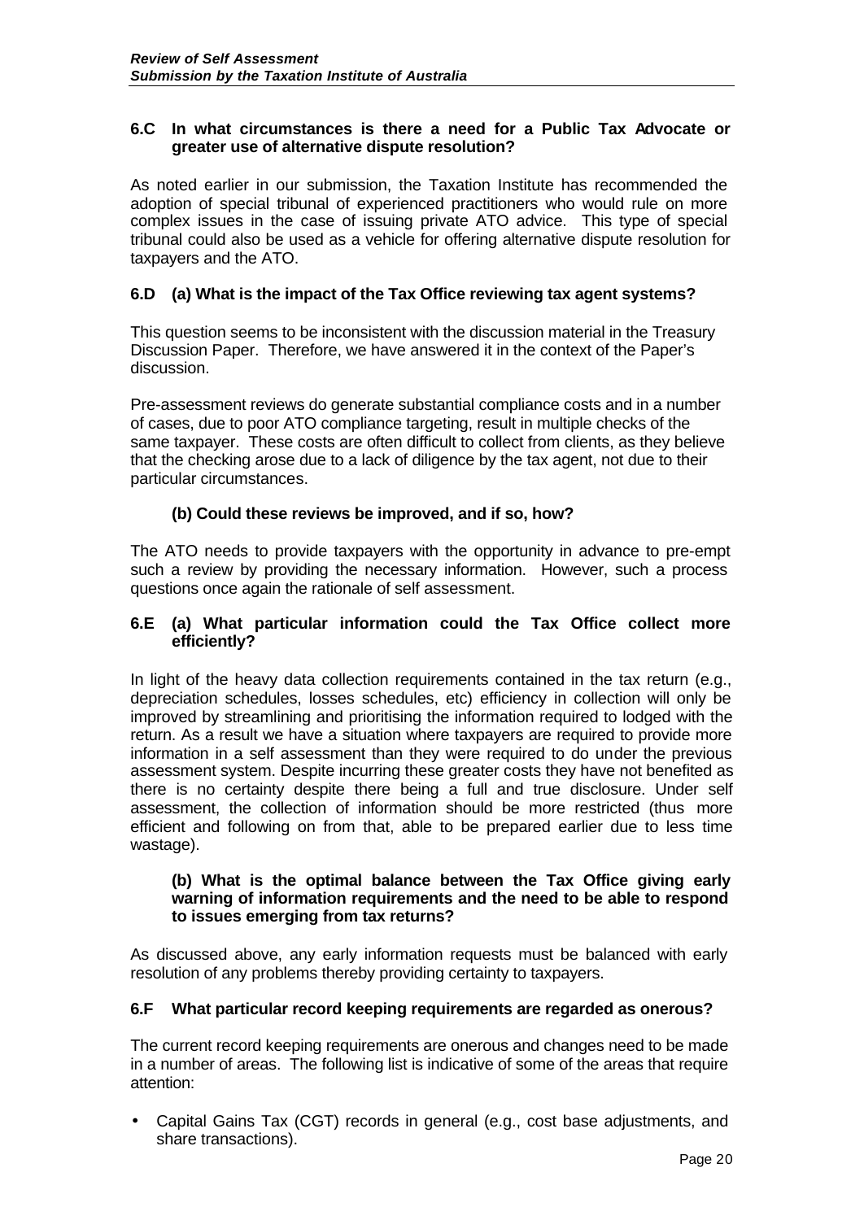### 6.C In what circumstances is there a need for a Public Tax Advocate or greater use of alternative dispute resolution?

As noted earlier in our submission, the Taxation Institute has recommended the adoption of special tribunal of experienced practitioners who would rule on more complex issues in the case of issuing private ATO advice. This type of special tribunal could also be used as a vehicle for offering alternative dispute resolution for taxpayers and the ATO.

### 6.D (a) What is the impact of the Tax Office reviewing tax agent systems?

This question seems to be inconsistent with the discussion material in the Treasury Discussion Paper. Therefore, we have answered it in the context of the Paper's discussion.

Pre-assessment reviews do generate substantial compliance costs and in a number of cases, due to poor ATO compliance targeting, result in multiple checks of the same taxpayer. These costs are often difficult to collect from clients, as they believe that the checking arose due to a lack of diligence by the tax agent, not due to their particular circumstances.

#### (b) Could these reviews be improved, and if so, how?

The ATO needs to provide taxpayers with the opportunity in advance to pre-empt such a review by providing the necessary information. However, such a process questions once again the rationale of self assessment.

### 6.E (a) What particular information could the Tax Office collect more efficiently?

In light of the heavy data collection requirements contained in the tax return (e.g., depreciation schedules, losses schedules, etc) efficiency in collection will only be improved by streamlining and prioritising the information required to lodged with the return. As a result we have a situation where taxpayers are required to provide more information in a self assessment than they were required to do under the previous assessment system. Despite incurring these greater costs they have not benefited as there is no certainty despite there being a full and true disclosure. Under self assessment, the collection of information should be more restricted (thus more efficient and following on from that, able to be prepared earlier due to less time wastage).

#### (b) What is the optimal balance between the Tax Office giving early warning of information requirements and the need to be able to respond to issues emerging from tax returns?

As discussed above, any early information requests must be balanced with early resolution of any problems thereby providing certainty to taxpayers.

### 6.F What particular record keeping requirements are regarded as onerous?

The current record keeping requirements are onerous and changes need to be made in a number of areas. The following list is indicative of some of the areas that require attention:

- Capital Gains Tax (CGT) records in general (e.g., cost base adjustments, and share transactions).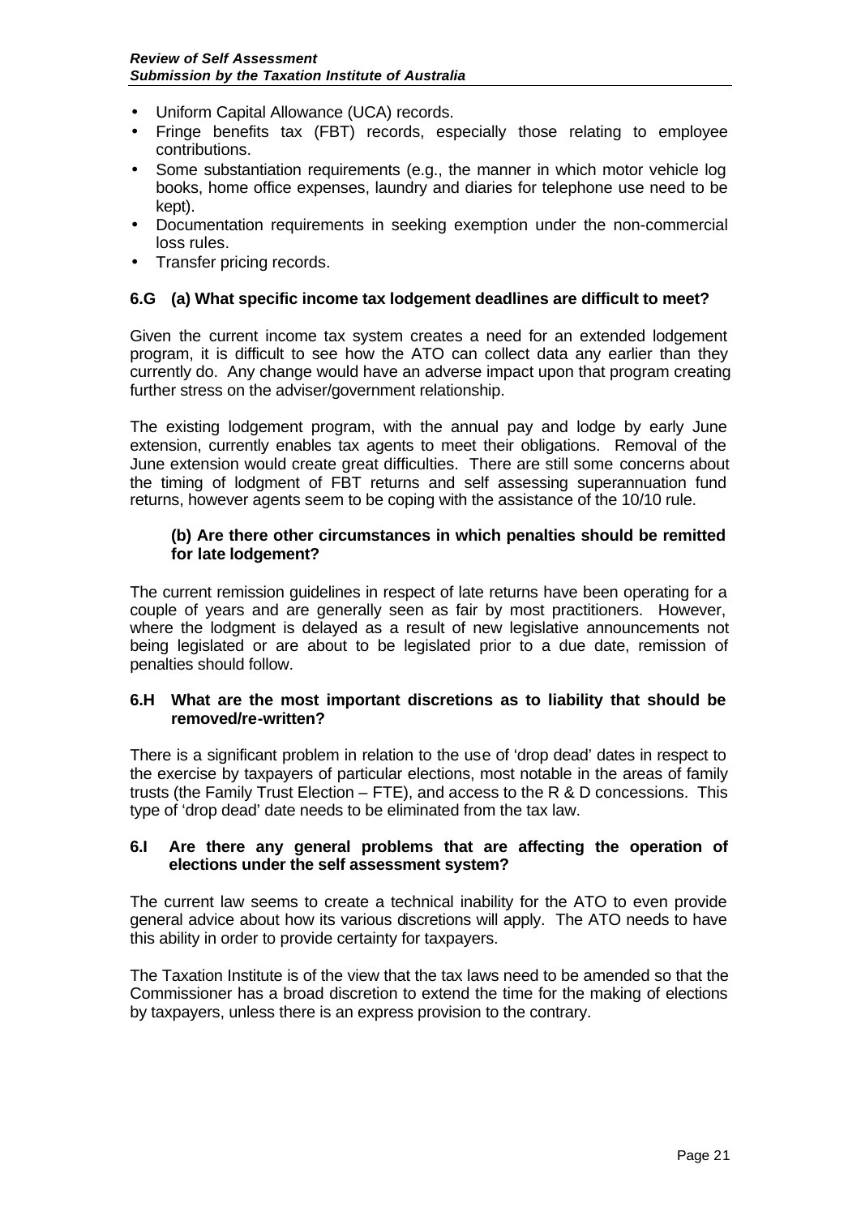- Uniform Capital Allowance (UCA) records.
- Fringe benefits tax (FBT) records, especially those relating to employee contributions.
- Some substantiation requirements (e.g., the manner in which motor vehicle log books, home office expenses, laundry and diaries for telephone use need to be kept).
- Documentation requirements in seeking exemption under the non-commercial loss rules.
- Transfer pricing records.

### 6.G (a) What specific income tax lodgement deadlines are difficult to meet?

Given the current income tax system creates a need for an extended lodgement program, it is difficult to see how the ATO can collect data any earlier than they currently do. Any change would have an adverse impact upon that program creating further stress on the adviser/government relationship.

The existing lodgement program, with the annual pay and lodge by early June extension, currently enables tax agents to meet their obligations. Removal of the June extension would create great difficulties. There are still some concerns about the timing of lodgment of FBT returns and self assessing superannuation fund returns, however agents seem to be coping with the assistance of the 10/10 rule.

### (b) Are there other circumstances in which penalties should be remitted for late lodgement?

The current remission guidelines in respect of late returns have been operating for a couple of years and are generally seen as fair by most practitioners. However, where the lodgment is delayed as a result of new legislative announcements not being legislated or are about to be legislated prior to a due date, remission of penalties should follow.

### 6.H What are the most important discretions as to liability that should be removed/re-written?

There is a significant problem in relation to the use of 'drop dead' dates in respect to the exercise by taxpayers of particular elections, most notable in the areas of family trusts (the Family Trust Election – FTE), and access to the R & D concessions. This type of 'drop dead' date needs to be eliminated from the tax law.

### 6.I Are there any general problems that are affecting the operation of elections under the self assessment system?

The current law seems to create a technical inability for the ATO to even provide general advice about how its various discretions will apply. The ATO needs to have this ability in order to provide certainty for taxpayers.

The Taxation Institute is of the view that the tax laws need to be amended so that the Commissioner has a broad discretion to extend the time for the making of elections by taxpayers, unless there is an express provision to the contrary.